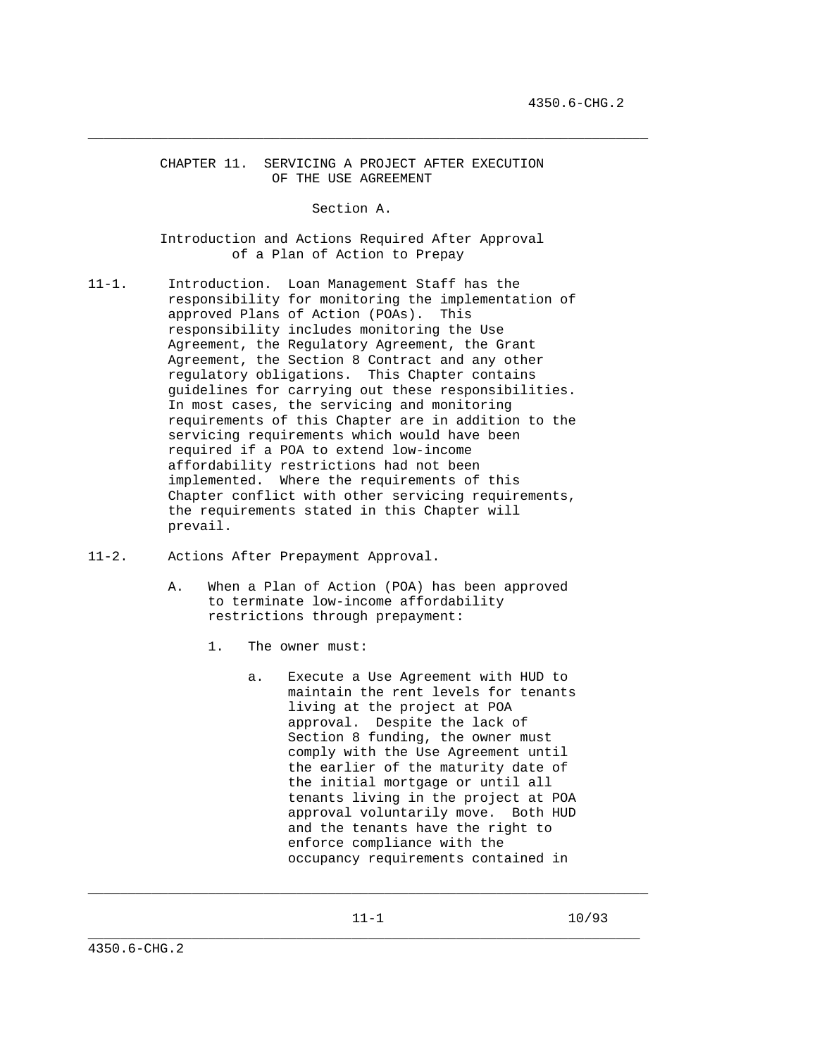# CHAPTER 11. SERVICING A PROJECT AFTER EXECUTION OF THE USE AGREEMENT

## Section A.

## Introduction and Actions Required After Approval of a Plan of Action to Prepay

11-1. Introduction. Loan Management Staff has the responsibility for monitoring the implementation of approved Plans of Action (POAs). This responsibility includes monitoring the Use Agreement, the Regulatory Agreement, the Grant Agreement, the Section 8 Contract and any other regulatory obligations. This Chapter contains guidelines for carrying out these responsibilities. In most cases, the servicing and monitoring requirements of this Chapter are in addition to the servicing requirements which would have been required if a POA to extend low-income affordability restrictions had not been implemented. Where the requirements of this Chapter conflict with other servicing requirements, the requirements stated in this Chapter will prevail.

11-2. Actions After Prepayment Approval.

A. When a Plan of Action (POA) has been approved to terminate low-income affordability restrictions through prepayment:

1. The owner must:

a. Execute a Use Agreement with HUD to maintain the rent levels for tenants living at the project at POA approval. Despite the lack of Section 8 funding, the owner must comply with the Use Agreement until the earlier of the maturity date of the initial mortgage or until all tenants living in the project at POA approval voluntarily move. Both HUD and the tenants have the right to enforce compliance with the occupancy requirements contained in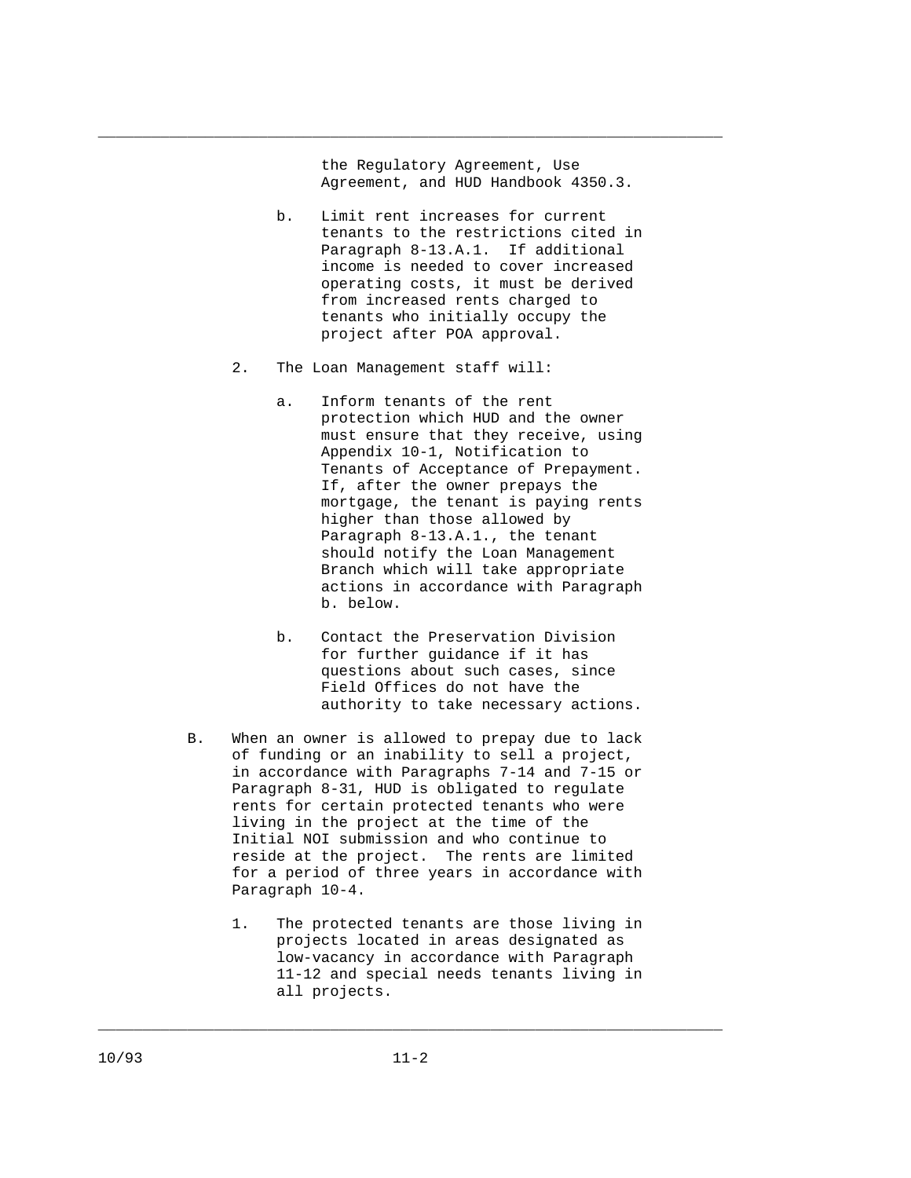the Regulatory Agreement, Use Agreement, and HUD Handbook 4350.3.

   b. Limit rent increases for current tenants to the restrictions cited in Paragraph 8-13.A.1. If additional income is needed to cover increased operating costs, it must be derived from increased rents charged to tenants who initially occupy the project after POA approval.

2. The Loan Management staff will:

   a. Inform tenants of the rent protection which HUD and the owner must ensure that they receive, using Appendix 10-1, Notification to Tenants of Acceptance of Prepayment. If, after the owner prepays the mortgage, the tenant is paying rents higher than those allowed by Paragraph 8-13.A.1., the tenant should notify the Loan Management Branch which will take appropriate actions in accordance with Paragraph b. below.

   b. Contact the Preservation Division for further guidance if it has questions about such cases, since Field Offices do not have the authority to take necessary actions.

B. When an owner is allowed to prepay due to lack of funding or an inability to sell a project, in accordance with Paragraphs 7-14 and 7-15 or Paragraph 8-31, HUD is obligated to regulate rents for certain protected tenants who were living in the project at the time of the Initial NOI submission and who continue to reside at the project. The rents are limited for a period of three years in accordance with Paragraph 10-4.

   1. The protected tenants are those living in projects located in areas designated as low-vacancy in accordance with Paragraph 11-12 and special needs tenants living in all projects.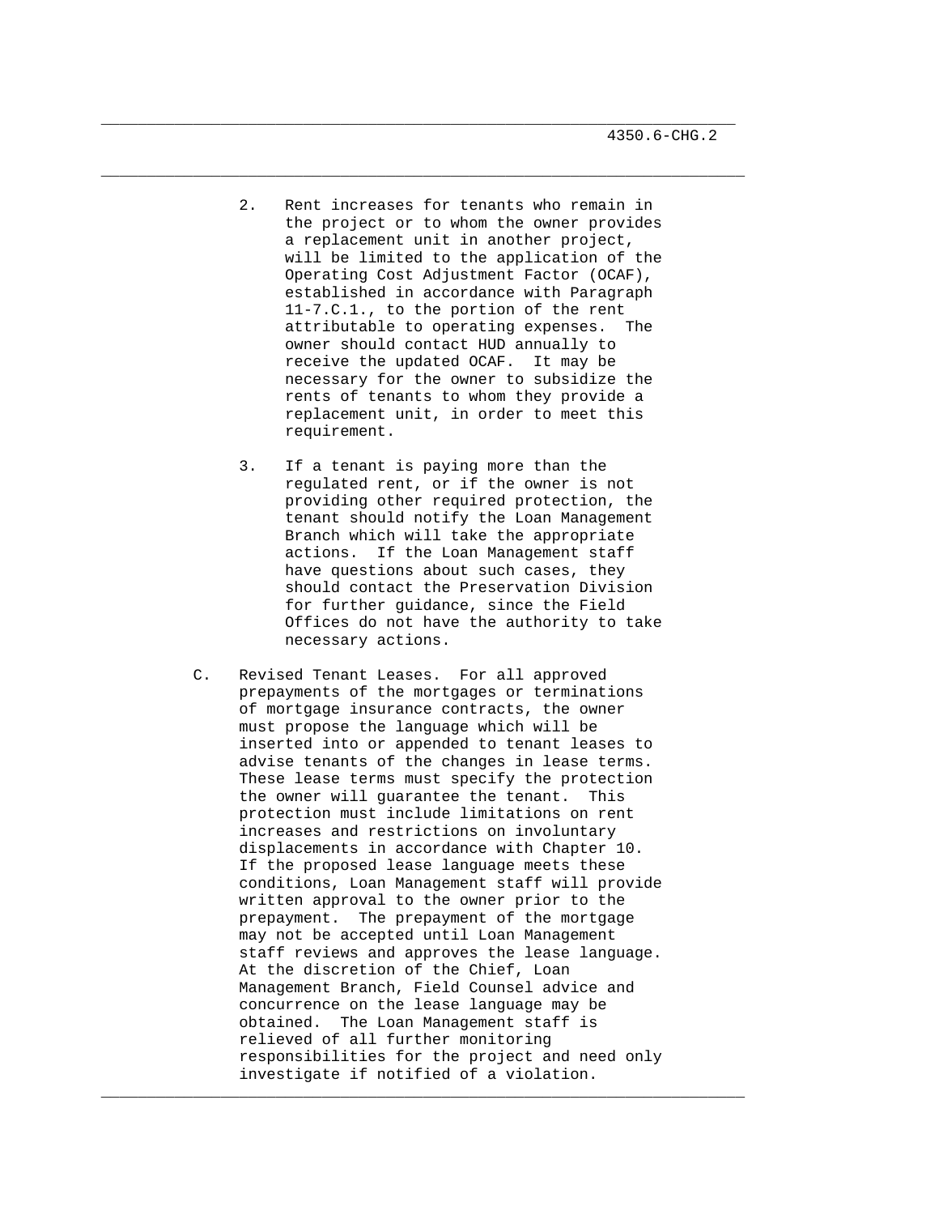2. Rent increases for tenants who remain in the project or to whom the owner provides a replacement unit in another project, will be limited to the application of the Operating Cost Adjustment Factor (OCAF), established in accordance with Paragraph 11-7.C.1., to the portion of the rent attributable to operating expenses. The owner should contact HUD annually to receive the updated OCAF. It may be necessary for the owner to subsidize the rents of tenants to whom they provide a replacement unit, in order to meet this requirement.

3. If a tenant is paying more than the regulated rent, or if the owner is not providing other required protection, the tenant should notify the Loan Management Branch which will take the appropriate actions. If the Loan Management staff have questions about such cases, they should contact the Preservation Division for further guidance, since the Field Offices do not have the authority to take necessary actions.

C. Revised Tenant Leases. For all approved prepayments of the mortgages or terminations of mortgage insurance contracts, the owner must propose the language which will be inserted into or appended to tenant leases to advise tenants of the changes in lease terms. These lease terms must specify the protection the owner will guarantee the tenant. This protection must include limitations on rent increases and restrictions on involuntary displacements in accordance with Chapter 10. If the proposed lease language meets these conditions, Loan Management staff will provide written approval to the owner prior to the prepayment. The prepayment of the mortgage may not be accepted until Loan Management staff reviews and approves the lease language. At the discretion of the Chief, Loan Management Branch, Field Counsel advice and concurrence on the lease language may be obtained. The Loan Management staff is relieved of all further monitoring responsibilities for the project and need only investigate if notified of a violation.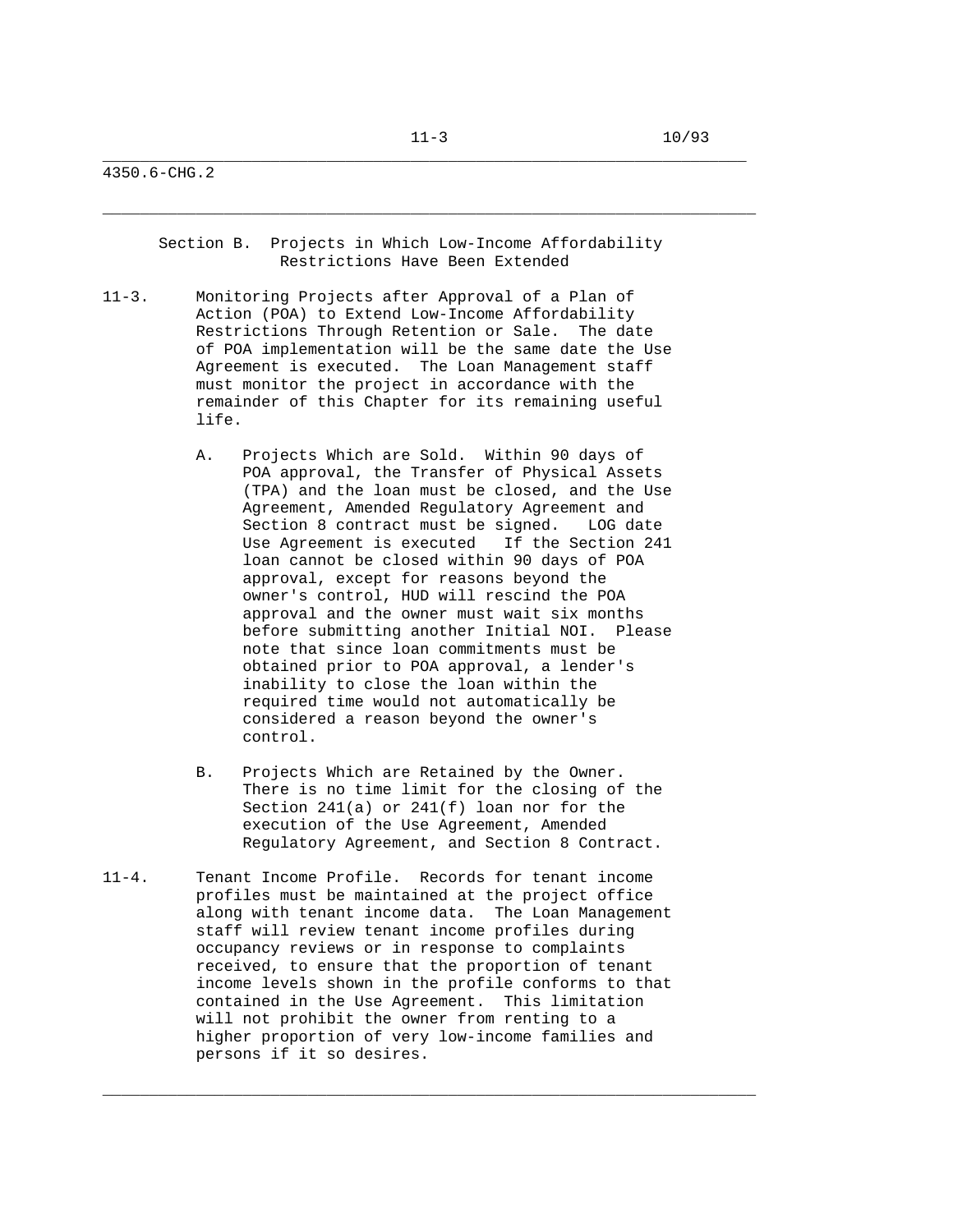## Section B. Projects in Which Low-Income Affordability Restrictions Have Been Extended

11-3. Monitoring Projects after Approval of a Plan of Action (POA) to Extend Low-Income Affordability Restrictions Through Retention or Sale. The date of POA implementation will be the same date the Use Agreement is executed. The Loan Management staff must monitor the project in accordance with the remainder of this Chapter for its remaining useful life.

A. Projects Which are Sold. Within 90 days of POA approval, the Transfer of Physical Assets (TPA) and the loan must be closed, and the Use Agreement, Amended Regulatory Agreement and Section 8 contract must be signed. LOG date Use Agreement is executed If the Section 241 loan cannot be closed within 90 days of POA approval, except for reasons beyond the owner's control, HUD will rescind the POA approval and the owner must wait six months before submitting another Initial NOI. Please note that since loan commitments must be obtained prior to POA approval, a lender's inability to close the loan within the required time would not automatically be considered a reason beyond the owner's control.

B. Projects Which are Retained by the Owner. There is no time limit for the closing of the Section 241(a) or 241(f) loan nor for the execution of the Use Agreement, Amended Regulatory Agreement, and Section 8 Contract.

11-4. Tenant Income Profile. Records for tenant income profiles must be maintained at the project office along with tenant income data. The Loan Management staff will review tenant income profiles during occupancy reviews or in response to complaints received, to ensure that the proportion of tenant income levels shown in the profile conforms to that contained in the Use Agreement. This limitation will not prohibit the owner from renting to a higher proportion of very low-income families and persons if it so desires.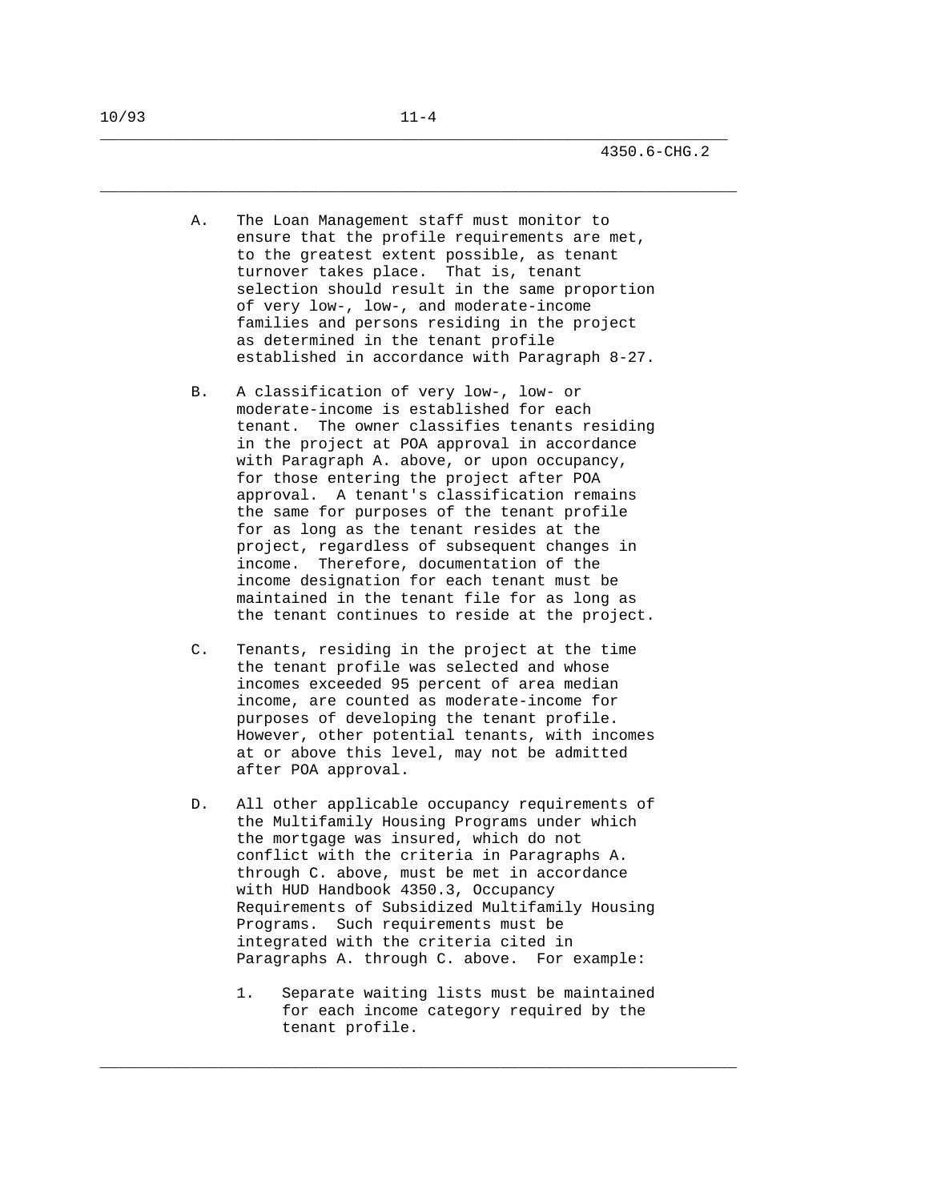A. The Loan Management staff must monitor to ensure that the profile requirements are met, to the greatest extent possible, as tenant turnover takes place. That is, tenant selection should result in the same proportion of very low-, low-, and moderate-income families and persons residing in the project as determined in the tenant profile established in accordance with Paragraph 8-27.

B. A classification of very low-, low- or moderate-income is established for each tenant. The owner classifies tenants residing in the project at POA approval in accordance with Paragraph A. above, or upon occupancy, for those entering the project after POA approval. A tenant's classification remains the same for purposes of the tenant profile for as long as the tenant resides at the project, regardless of subsequent changes in income. Therefore, documentation of the income designation for each tenant must be maintained in the tenant file for as long as the tenant continues to reside at the project.

C. Tenants, residing in the project at the time the tenant profile was selected and whose incomes exceeded 95 percent of area median income, are counted as moderate-income for purposes of developing the tenant profile. However, other potential tenants, with incomes at or above this level, may not be admitted after POA approval.

D. All other applicable occupancy requirements of the Multifamily Housing Programs under which the mortgage was insured, which do not conflict with the criteria in Paragraphs A. through C. above, must be met in accordance with HUD Handbook 4350.3, Occupancy Requirements of Subsidized Multifamily Housing Programs. Such requirements must be integrated with the criteria cited in Paragraphs A. through C. above. For example:

   1. Separate waiting lists must be maintained for each income category required by the tenant profile.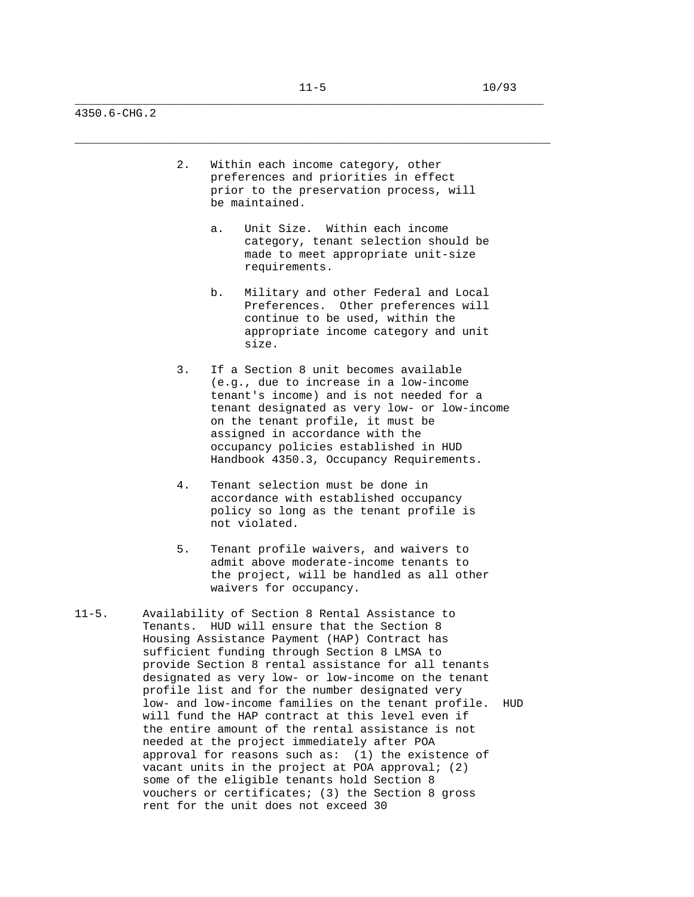2. Within each income category, other preferences and priorities in effect prior to the preservation process, will be maintained.

   a. Unit Size. Within each income category, tenant selection should be made to meet appropriate unit-size requirements.

   b. Military and other Federal and Local Preferences. Other preferences will continue to be used, within the appropriate income category and unit size.

3. If a Section 8 unit becomes available (e.g., due to increase in a low-income tenant's income) and is not needed for a tenant designated as very low- or low-income on the tenant profile, it must be assigned in accordance with the occupancy policies established in HUD Handbook 4350.3, Occupancy Requirements.

4. Tenant selection must be done in accordance with established occupancy policy so long as the tenant profile is not violated.

5. Tenant profile waivers, and waivers to admit above moderate-income tenants to the project, will be handled as all other waivers for occupancy.

11-5. Availability of Section 8 Rental Assistance to Tenants. HUD will ensure that the Section 8 Housing Assistance Payment (HAP) Contract has sufficient funding through Section 8 LMSA to provide Section 8 rental assistance for all tenants designated as very low- or low-income on the tenant profile list and for the number designated very low- and low-income families on the tenant profile. HUD will fund the HAP contract at this level even if the entire amount of the rental assistance is not needed at the project immediately after POA approval for reasons such as: (1) the existence of vacant units in the project at POA approval; (2) some of the eligible tenants hold Section 8 vouchers or certificates; (3) the Section 8 gross rent for the unit does not exceed 30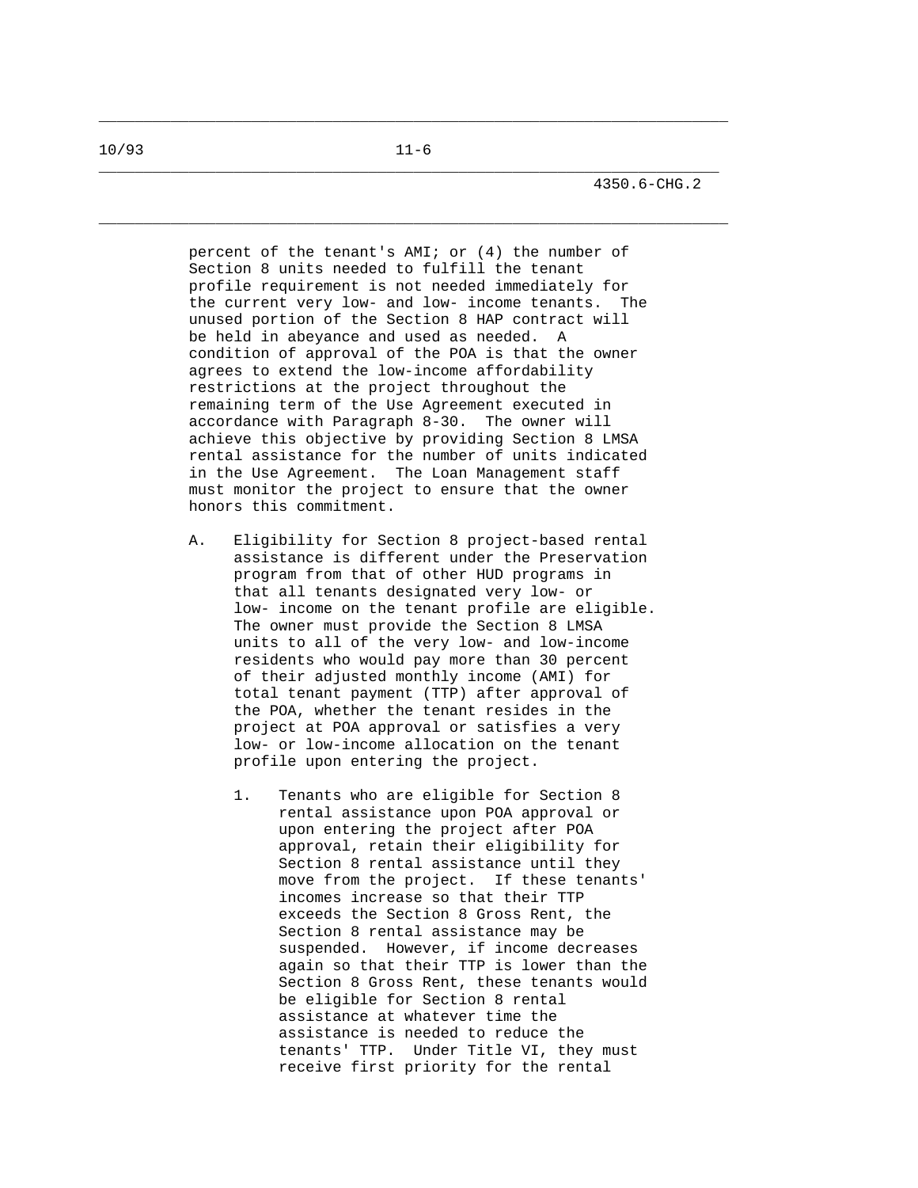percent of the tenant's AMI; or (4) the number of Section 8 units needed to fulfill the tenant profile requirement is not needed immediately for the current very low- and low- income tenants. The unused portion of the Section 8 HAP contract will be held in abeyance and used as needed. A condition of approval of the POA is that the owner agrees to extend the low-income affordability restrictions at the project throughout the remaining term of the Use Agreement executed in accordance with Paragraph 8-30. The owner will achieve this objective by providing Section 8 LMSA rental assistance for the number of units indicated in the Use Agreement. The Loan Management staff must monitor the project to ensure that the owner honors this commitment.

A. Eligibility for Section 8 project-based rental assistance is different under the Preservation program from that of other HUD programs in that all tenants designated very low- or low- income on the tenant profile are eligible. The owner must provide the Section 8 LMSA units to all of the very low- and low-income residents who would pay more than 30 percent of their adjusted monthly income (AMI) for total tenant payment (TTP) after approval of the POA, whether the tenant resides in the project at POA approval or satisfies a very low- or low-income allocation on the tenant profile upon entering the project.

   1. Tenants who are eligible for Section 8 rental assistance upon POA approval or upon entering the project after POA approval, retain their eligibility for Section 8 rental assistance until they move from the project. If these tenants' incomes increase so that their TTP exceeds the Section 8 Gross Rent, the Section 8 rental assistance may be suspended. However, if income decreases again so that their TTP is lower than the Section 8 Gross Rent, these tenants would be eligible for Section 8 rental assistance at whatever time the assistance is needed to reduce the tenants' TTP. Under Title VI, they must receive first priority for the rental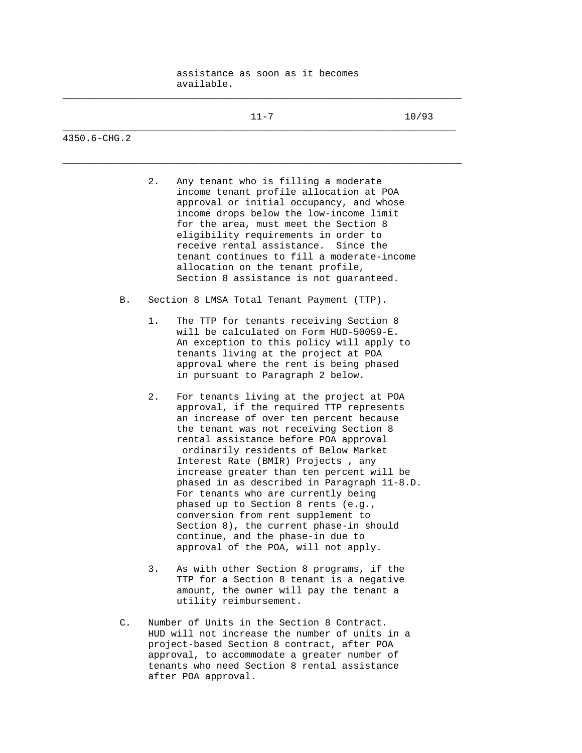assistance as soon as it becomes available.

2. Any tenant who is filling a moderate income tenant profile allocation at POA approval or initial occupancy, and whose income drops below the low-income limit for the area, must meet the Section 8 eligibility requirements in order to receive rental assistance. Since the tenant continues to fill a moderate-income allocation on the tenant profile, Section 8 assistance is not guaranteed.

B. Section 8 LMSA Total Tenant Payment (TTP).

   1. The TTP for tenants receiving Section 8 will be calculated on Form HUD-50059-E. An exception to this policy will apply to tenants living at the project at POA approval where the rent is being phased in pursuant to Paragraph 2 below.

   2. For tenants living at the project at POA approval, if the required TTP represents an increase of over ten percent because the tenant was not receiving Section 8 rental assistance before POA approval ordinarily residents of Below Market Interest Rate (BMIR) Projects , any increase greater than ten percent will be phased in as described in Paragraph 11-8.D. For tenants who are currently being phased up to Section 8 rents (e.g., conversion from rent supplement to Section 8), the current phase-in should continue, and the phase-in due to approval of the POA, will not apply.

   3. As with other Section 8 programs, if the TTP for a Section 8 tenant is a negative amount, the owner will pay the tenant a utility reimbursement.

C. Number of Units in the Section 8 Contract. HUD will not increase the number of units in a project-based Section 8 contract, after POA approval, to accommodate a greater number of tenants who need Section 8 rental assistance after POA approval.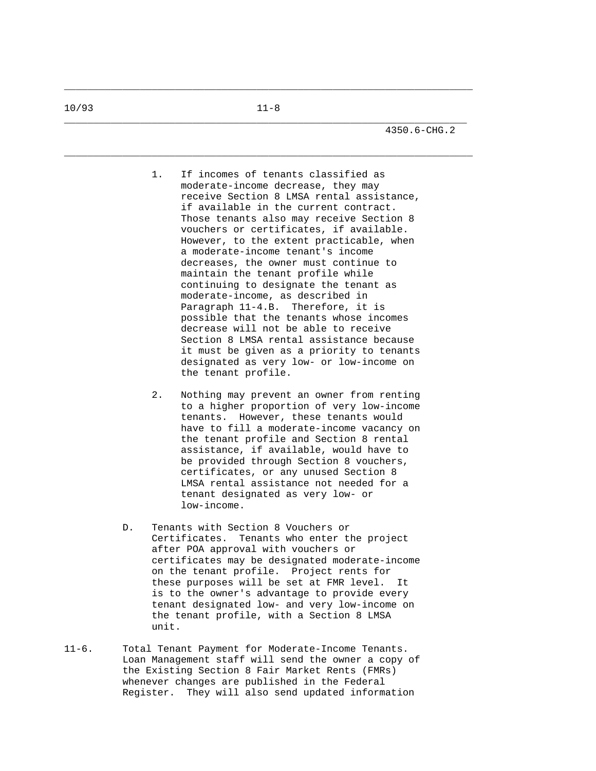1. If incomes of tenants classified as moderate-income decrease, they may receive Section 8 LMSA rental assistance, if available in the current contract. Those tenants also may receive Section 8 vouchers or certificates, if available. However, to the extent practicable, when a moderate-income tenant's income decreases, the owner must continue to maintain the tenant profile while continuing to designate the tenant as moderate-income, as described in Paragraph 11-4.B. Therefore, it is possible that the tenants whose incomes decrease will not be able to receive Section 8 LMSA rental assistance because it must be given as a priority to tenants designated as very low- or low-income on the tenant profile.

2. Nothing may prevent an owner from renting to a higher proportion of very low-income tenants. However, these tenants would have to fill a moderate-income vacancy on the tenant profile and Section 8 rental assistance, if available, would have to be provided through Section 8 vouchers, certificates, or any unused Section 8 LMSA rental assistance not needed for a tenant designated as very low- or low-income.

D. Tenants with Section 8 Vouchers or Certificates. Tenants who enter the project after POA approval with vouchers or certificates may be designated moderate-income on the tenant profile. Project rents for these purposes will be set at FMR level. It is to the owner's advantage to provide every tenant designated low- and very low-income on the tenant profile, with a Section 8 LMSA unit.

11-6. Total Tenant Payment for Moderate-Income Tenants. Loan Management staff will send the owner a copy of the Existing Section 8 Fair Market Rents (FMRs) whenever changes are published in the Federal Register. They will also send updated information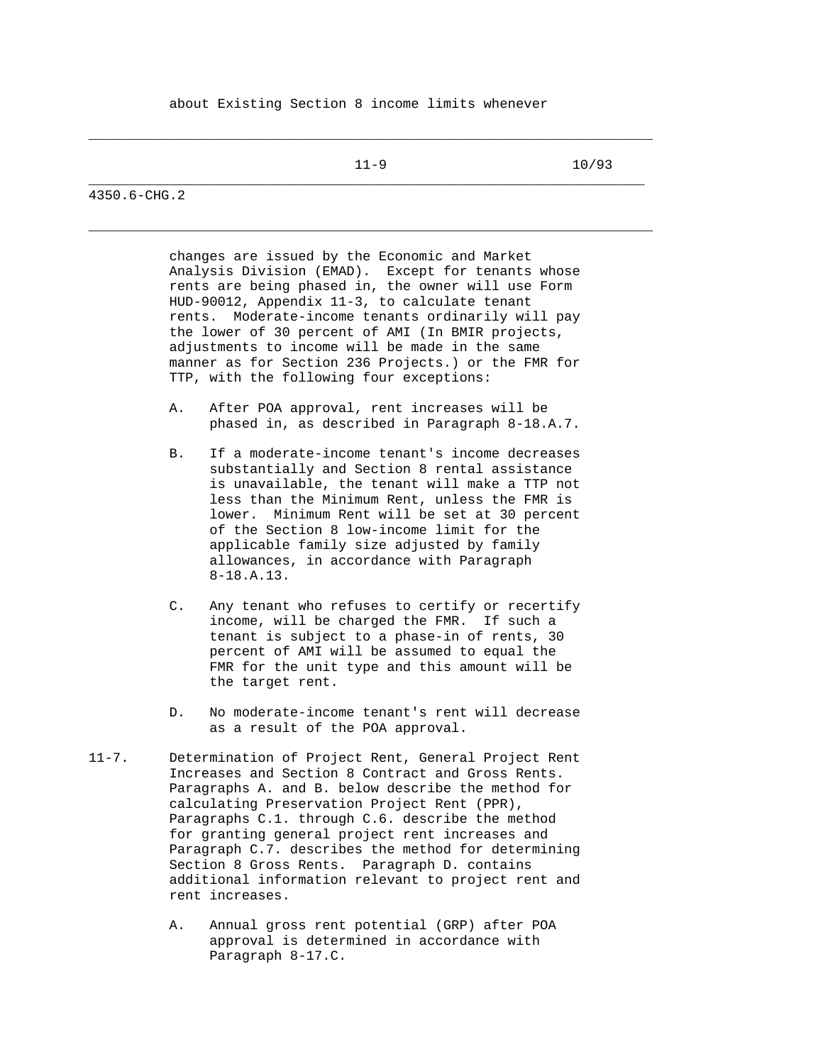about Existing Section 8 income limits whenever

changes are issued by the Economic and Market Analysis Division (EMAD). Except for tenants whose rents are being phased in, the owner will use Form HUD-90012, Appendix 11-3, to calculate tenant rents. Moderate-income tenants ordinarily will pay the lower of 30 percent of AMI (In BMIR projects, adjustments to income will be made in the same manner as for Section 236 Projects.) or the FMR for TTP, with the following four exceptions:

A. After POA approval, rent increases will be phased in, as described in Paragraph 8-18.A.7.

B. If a moderate-income tenant's income decreases substantially and Section 8 rental assistance is unavailable, the tenant will make a TTP not less than the Minimum Rent, unless the FMR is lower. Minimum Rent will be set at 30 percent of the Section 8 low-income limit for the applicable family size adjusted by family allowances, in accordance with Paragraph 8-18.A.13.

C. Any tenant who refuses to certify or recertify income, will be charged the FMR. If such a tenant is subject to a phase-in of rents, 30 percent of AMI will be assumed to equal the FMR for the unit type and this amount will be the target rent.

D. No moderate-income tenant's rent will decrease as a result of the POA approval.

11-7. Determination of Project Rent, General Project Rent Increases and Section 8 Contract and Gross Rents. Paragraphs A. and B. below describe the method for calculating Preservation Project Rent (PPR), Paragraphs C.1. through C.6. describe the method for granting general project rent increases and Paragraph C.7. describes the method for determining Section 8 Gross Rents. Paragraph D. contains additional information relevant to project rent and rent increases.

A. Annual gross rent potential (GRP) after POA approval is determined in accordance with Paragraph 8-17.C.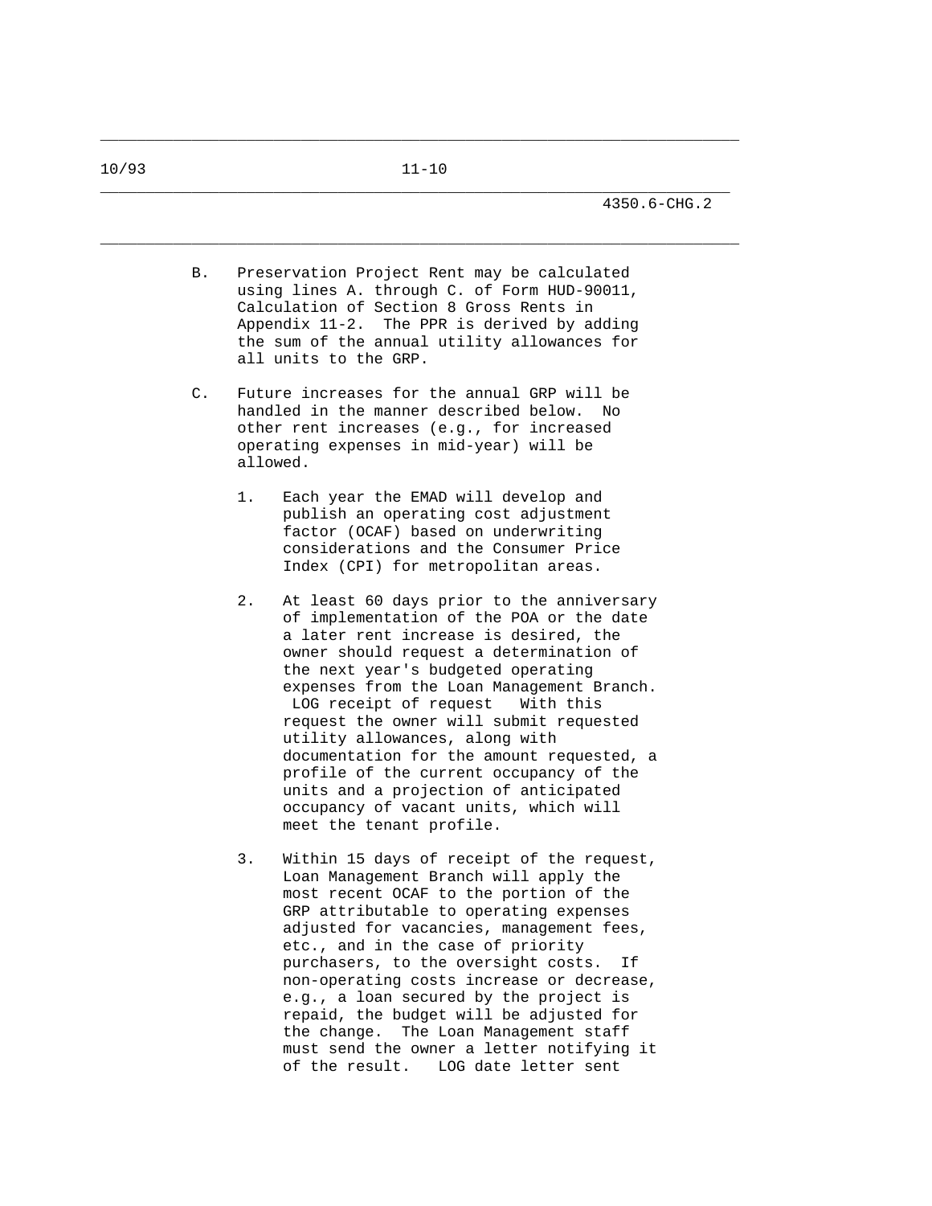B. Preservation Project Rent may be calculated using lines A. through C. of Form HUD-90011, Calculation of Section 8 Gross Rents in Appendix 11-2. The PPR is derived by adding the sum of the annual utility allowances for all units to the GRP.

C. Future increases for the annual GRP will be handled in the manner described below. No other rent increases (e.g., for increased operating expenses in mid-year) will be allowed.

1. Each year the EMAD will develop and publish an operating cost adjustment factor (OCAF) based on underwriting considerations and the Consumer Price Index (CPI) for metropolitan areas.

2. At least 60 days prior to the anniversary of implementation of the POA or the date a later rent increase is desired, the owner should request a determination of the next year's budgeted operating expenses from the Loan Management Branch. LOG receipt of request With this request the owner will submit requested utility allowances, along with documentation for the amount requested, a profile of the current occupancy of the units and a projection of anticipated occupancy of vacant units, which will meet the tenant profile.

3. Within 15 days of receipt of the request, Loan Management Branch will apply the most recent OCAF to the portion of the GRP attributable to operating expenses adjusted for vacancies, management fees, etc., and in the case of priority purchasers, to the oversight costs. If non-operating costs increase or decrease, e.g., a loan secured by the project is repaid, the budget will be adjusted for the change. The Loan Management staff must send the owner a letter notifying it of the result. LOG date letter sent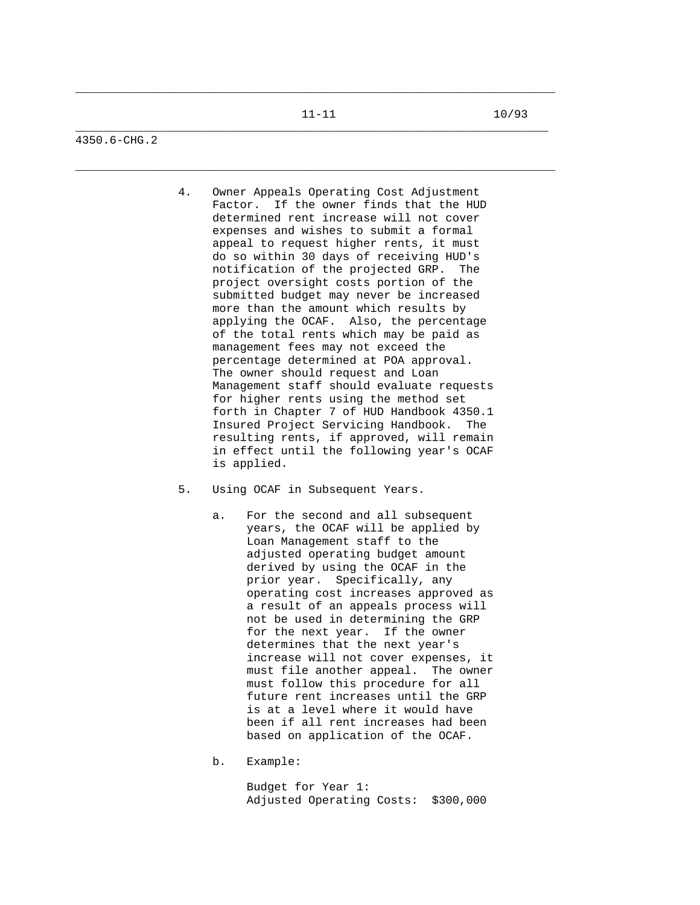4. Owner Appeals Operating Cost Adjustment Factor. If the owner finds that the HUD determined rent increase will not cover expenses and wishes to submit a formal appeal to request higher rents, it must do so within 30 days of receiving HUD's notification of the projected GRP. The project oversight costs portion of the submitted budget may never be increased more than the amount which results by applying the OCAF. Also, the percentage of the total rents which may be paid as management fees may not exceed the percentage determined at POA approval. The owner should request and Loan Management staff should evaluate requests for higher rents using the method set forth in Chapter 7 of HUD Handbook 4350.1 Insured Project Servicing Handbook. The resulting rents, if approved, will remain in effect until the following year's OCAF is applied.

5. Using OCAF in Subsequent Years.

   a. For the second and all subsequent years, the OCAF will be applied by Loan Management staff to the adjusted operating budget amount derived by using the OCAF in the prior year. Specifically, any operating cost increases approved as a result of an appeals process will not be used in determining the GRP for the next year. If the owner determines that the next year's increase will not cover expenses, it must file another appeal. The owner must follow this procedure for all future rent increases until the GRP is at a level where it would have been if all rent increases had been based on application of the OCAF.

   b. Example:

      Budget for Year 1:
      Adjusted Operating Costs: $300,000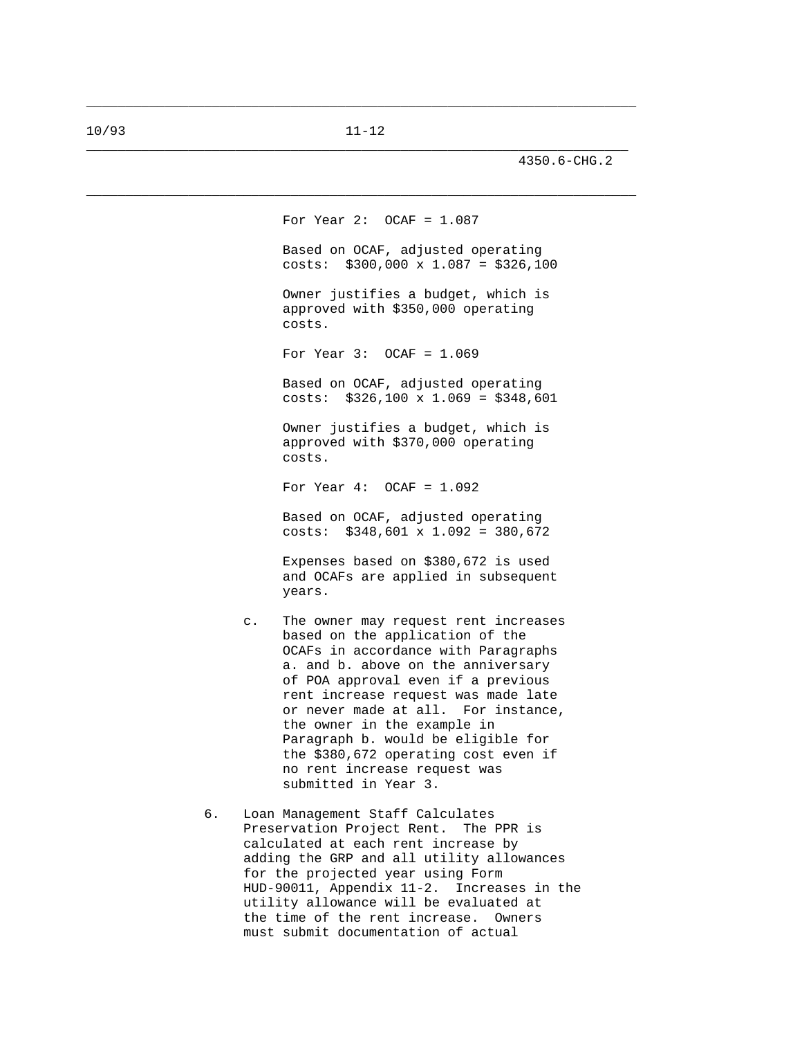For Year 2: OCAF = 1.087

Based on OCAF, adjusted operating costs: $300,000 x 1.087 = $326,100

Owner justifies a budget, which is approved with $350,000 operating costs.

For Year 3: OCAF = 1.069

Based on OCAF, adjusted operating costs: $326,100 x 1.069 = $348,601

Owner justifies a budget, which is approved with $370,000 operating costs.

For Year 4: OCAF = 1.092

Based on OCAF, adjusted operating costs: $348,601 x 1.092 = 380,672

Expenses based on $380,672 is used and OCAFs are applied in subsequent years.

c. The owner may request rent increases based on the application of the OCAFs in accordance with Paragraphs a. and b. above on the anniversary of POA approval even if a previous rent increase request was made late or never made at all. For instance, the owner in the example in Paragraph b. would be eligible for the $380,672 operating cost even if no rent increase request was submitted in Year 3.

6. Loan Management Staff Calculates Preservation Project Rent. The PPR is calculated at each rent increase by adding the GRP and all utility allowances for the projected year using Form HUD-90011, Appendix 11-2. Increases in the utility allowance will be evaluated at the time of the rent increase. Owners must submit documentation of actual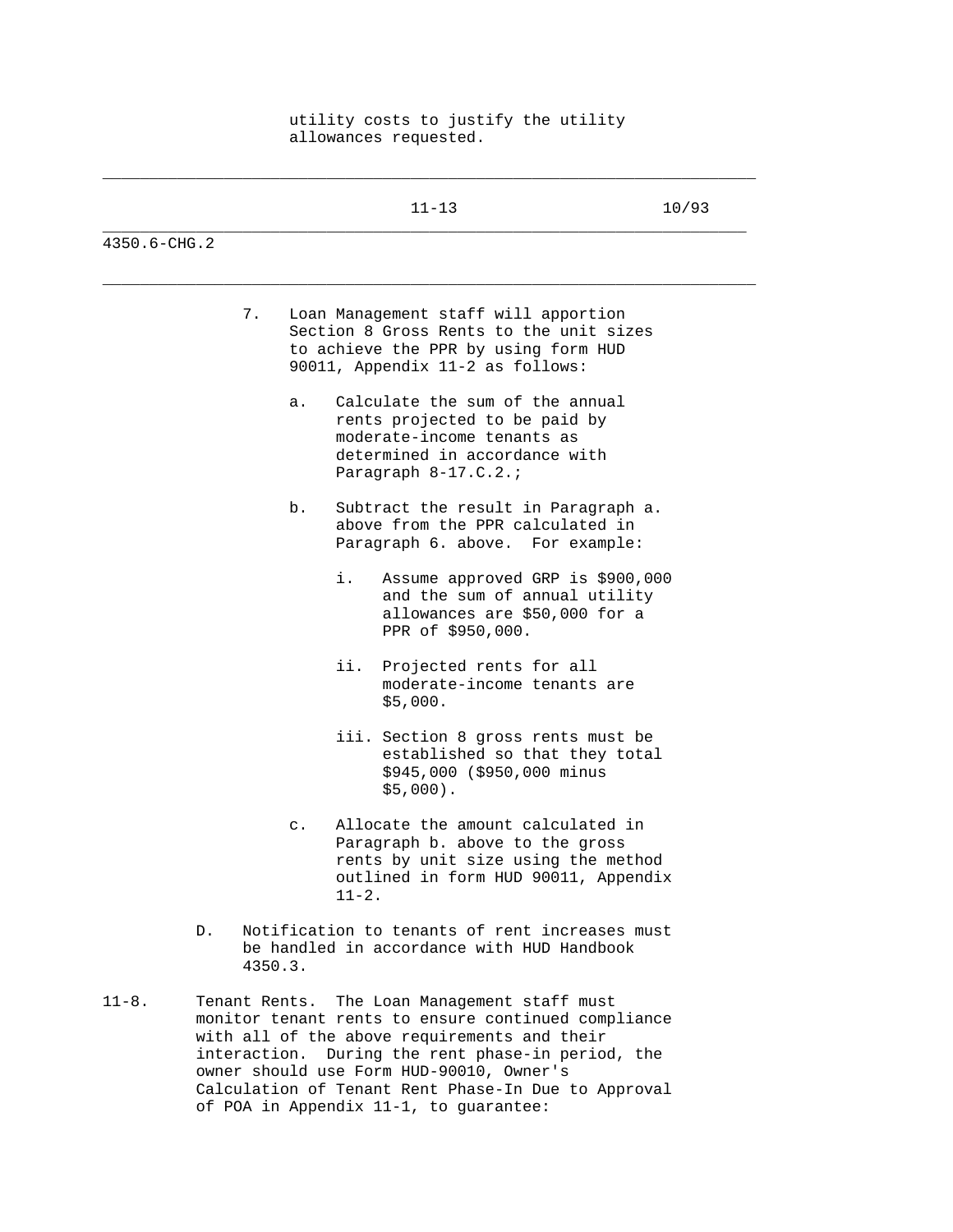utility costs to justify the utility allowances requested.

7. Loan Management staff will apportion Section 8 Gross Rents to the unit sizes to achieve the PPR by using form HUD 90011, Appendix 11-2 as follows:

   a. Calculate the sum of the annual rents projected to be paid by moderate-income tenants as determined in accordance with Paragraph 8-17.C.2.;

   b. Subtract the result in Paragraph a. above from the PPR calculated in Paragraph 6. above. For example:

      i. Assume approved GRP is $900,000 and the sum of annual utility allowances are $50,000 for a PPR of $950,000.

      ii. Projected rents for all moderate-income tenants are $5,000.

      iii. Section 8 gross rents must be established so that they total $945,000 ($950,000 minus $5,000).

   c. Allocate the amount calculated in Paragraph b. above to the gross rents by unit size using the method outlined in form HUD 90011, Appendix 11-2.

D. Notification to tenants of rent increases must be handled in accordance with HUD Handbook 4350.3.

11-8. Tenant Rents. The Loan Management staff must monitor tenant rents to ensure continued compliance with all of the above requirements and their interaction. During the rent phase-in period, the owner should use Form HUD-90010, Owner's Calculation of Tenant Rent Phase-In Due to Approval of POA in Appendix 11-1, to guarantee: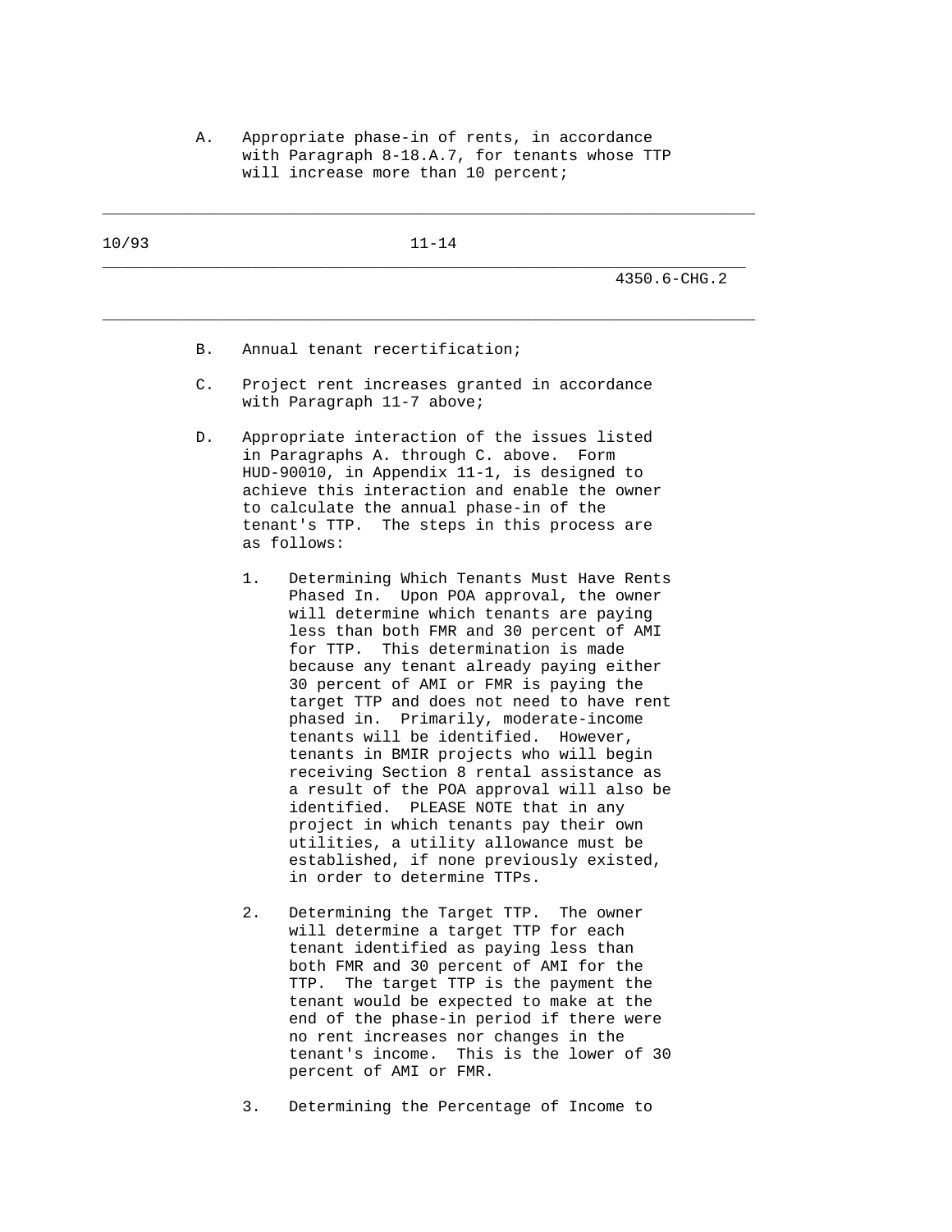A. Appropriate phase-in of rents, in accordance with Paragraph 8-18.A.7, for tenants whose TTP will increase more than 10 percent;

B. Annual tenant recertification;

C. Project rent increases granted in accordance with Paragraph 11-7 above;

D. Appropriate interaction of the issues listed in Paragraphs A. through C. above. Form HUD-90010, in Appendix 11-1, is designed to achieve this interaction and enable the owner to calculate the annual phase-in of the tenant's TTP. The steps in this process are as follows:

   1. Determining Which Tenants Must Have Rents Phased In. Upon POA approval, the owner will determine which tenants are paying less than both FMR and 30 percent of AMI for TTP. This determination is made because any tenant already paying either 30 percent of AMI or FMR is paying the target TTP and does not need to have rent phased in. Primarily, moderate-income tenants will be identified. However, tenants in BMIR projects who will begin receiving Section 8 rental assistance as a result of the POA approval will also be identified. PLEASE NOTE that in any project in which tenants pay their own utilities, a utility allowance must be established, if none previously existed, in order to determine TTPs.

   2. Determining the Target TTP. The owner will determine a target TTP for each tenant identified as paying less than both FMR and 30 percent of AMI for the TTP. The target TTP is the payment the tenant would be expected to make at the end of the phase-in period if there were no rent increases nor changes in the tenant's income. This is the lower of 30 percent of AMI or FMR.

   3. Determining the Percentage of Income to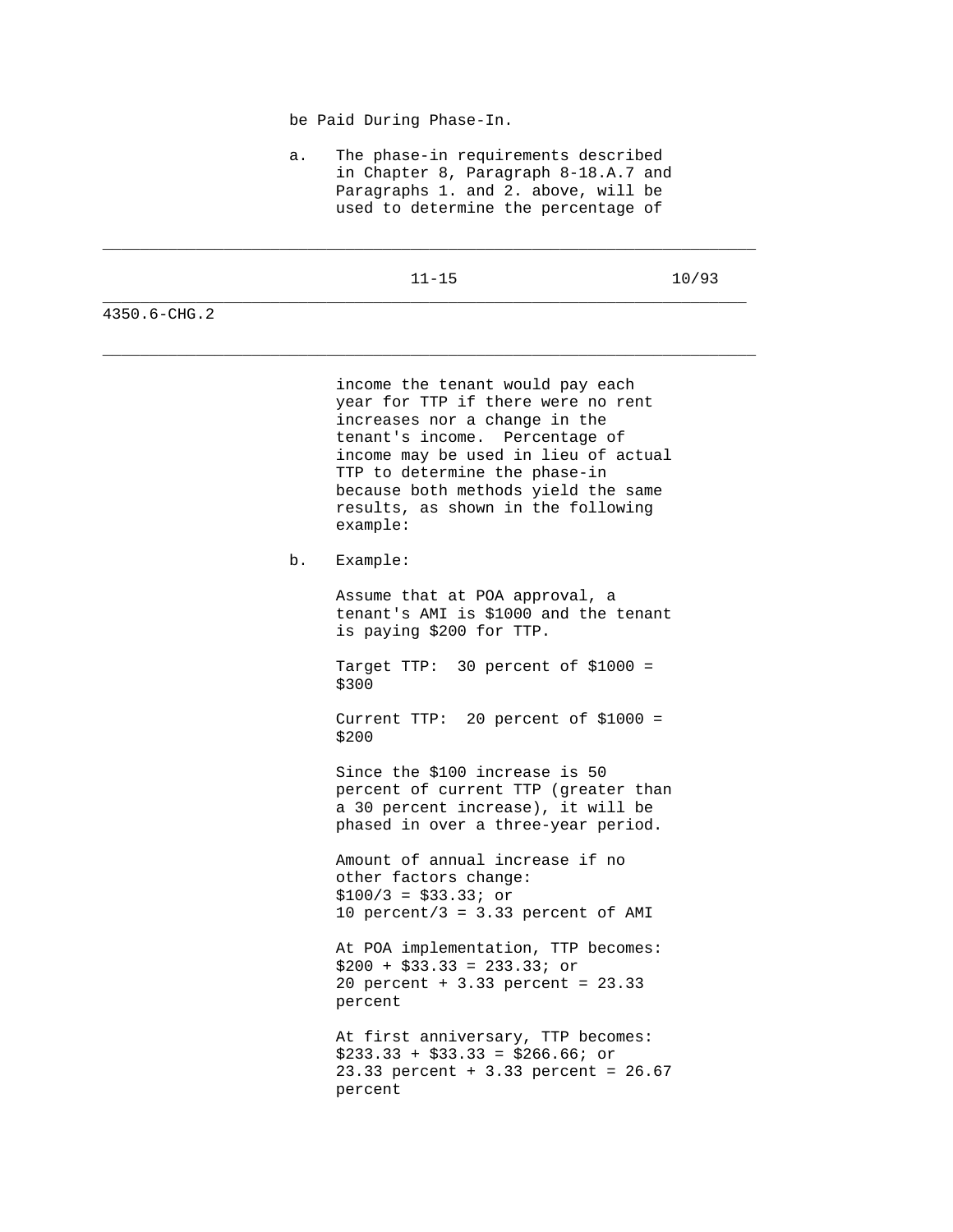be Paid During Phase-In.

a. The phase-in requirements described in Chapter 8, Paragraph 8-18.A.7 and Paragraphs 1. and 2. above, will be used to determine the percentage of income the tenant would pay each year for TTP if there were no rent increases nor a change in the tenant's income. Percentage of income may be used in lieu of actual TTP to determine the phase-in because both methods yield the same results, as shown in the following example:

b. Example:

Assume that at POA approval, a tenant's AMI is $1000 and the tenant is paying $200 for TTP.

Target TTP: 30 percent of $1000 = $300

Current TTP: 20 percent of $1000 = $200

Since the $100 increase is 50 percent of current TTP (greater than a 30 percent increase), it will be phased in over a three-year period.

Amount of annual increase if no other factors change:
$100/3 = $33.33; or
10 percent/3 = 3.33 percent of AMI

At POA implementation, TTP becomes:
$200 + $33.33 = 233.33; or
20 percent + 3.33 percent = 23.33 percent

At first anniversary, TTP becomes:
$233.33 + $33.33 = $266.66; or
23.33 percent + 3.33 percent = 26.67 percent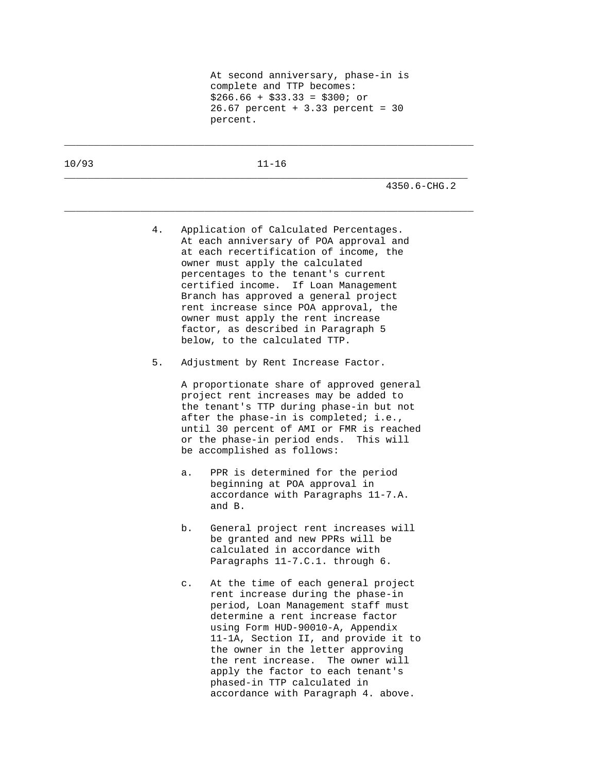At second anniversary, phase-in is complete and TTP becomes:
$266.66 + $33.33 = $300; or
26.67 percent + 3.33 percent = 30 percent.

4. Application of Calculated Percentages. At each anniversary of POA approval and at each recertification of income, the owner must apply the calculated percentages to the tenant's current certified income. If Loan Management Branch has approved a general project rent increase since POA approval, the owner must apply the rent increase factor, as described in Paragraph 5 below, to the calculated TTP.

5. Adjustment by Rent Increase Factor.

   A proportionate share of approved general project rent increases may be added to the tenant's TTP during phase-in but not after the phase-in is completed; i.e., until 30 percent of AMI or FMR is reached or the phase-in period ends. This will be accomplished as follows:

   a. PPR is determined for the period beginning at POA approval in accordance with Paragraphs 11-7.A. and B.

   b. General project rent increases will be granted and new PPRs will be calculated in accordance with Paragraphs 11-7.C.1. through 6.

   c. At the time of each general project rent increase during the phase-in period, Loan Management staff must determine a rent increase factor using Form HUD-90010-A, Appendix 11-1A, Section II, and provide it to the owner in the letter approving the rent increase. The owner will apply the factor to each tenant's phased-in TTP calculated in accordance with Paragraph 4. above.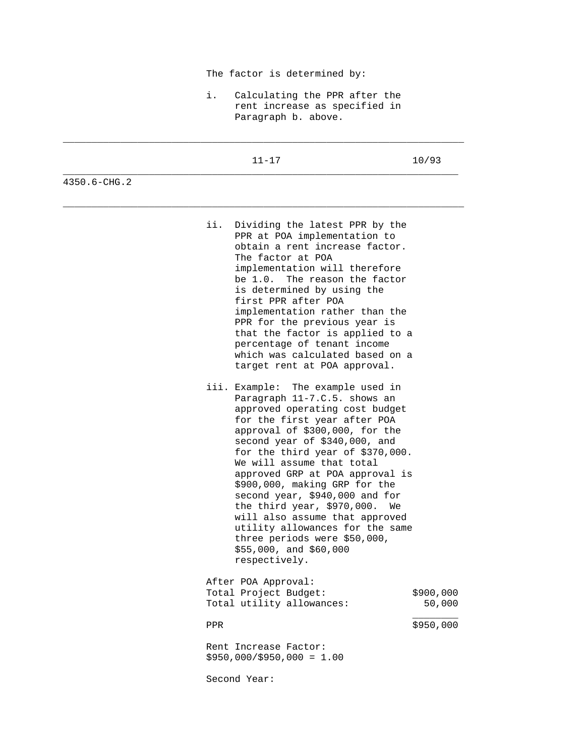The factor is determined by:

i. Calculating the PPR after the rent increase as specified in Paragraph b. above.

ii. Dividing the latest PPR by the PPR at POA implementation to obtain a rent increase factor. The factor at POA implementation will therefore be 1.0. The reason the factor is determined by using the first PPR after POA implementation rather than the PPR for the previous year is that the factor is applied to a percentage of tenant income which was calculated based on a target rent at POA approval.

iii. Example: The example used in Paragraph 11-7.C.5. shows an approved operating cost budget for the first year after POA approval of $300,000, for the second year of $340,000, and for the third year of $370,000. We will assume that total approved GRP at POA approval is $900,000, making GRP for the second year, $940,000 and for the third year, $970,000. We will also assume that approved utility allowances for the same three periods were $50,000, $55,000, and $60,000 respectively.

After POA Approval:

| | |
|---|---|
| Total Project Budget: | $900,000 |
| Total utility allowances: | 50,000 |
| PPR | $950,000 |

Rent Increase Factor:
$950,000/$950,000 = 1.00

Second Year: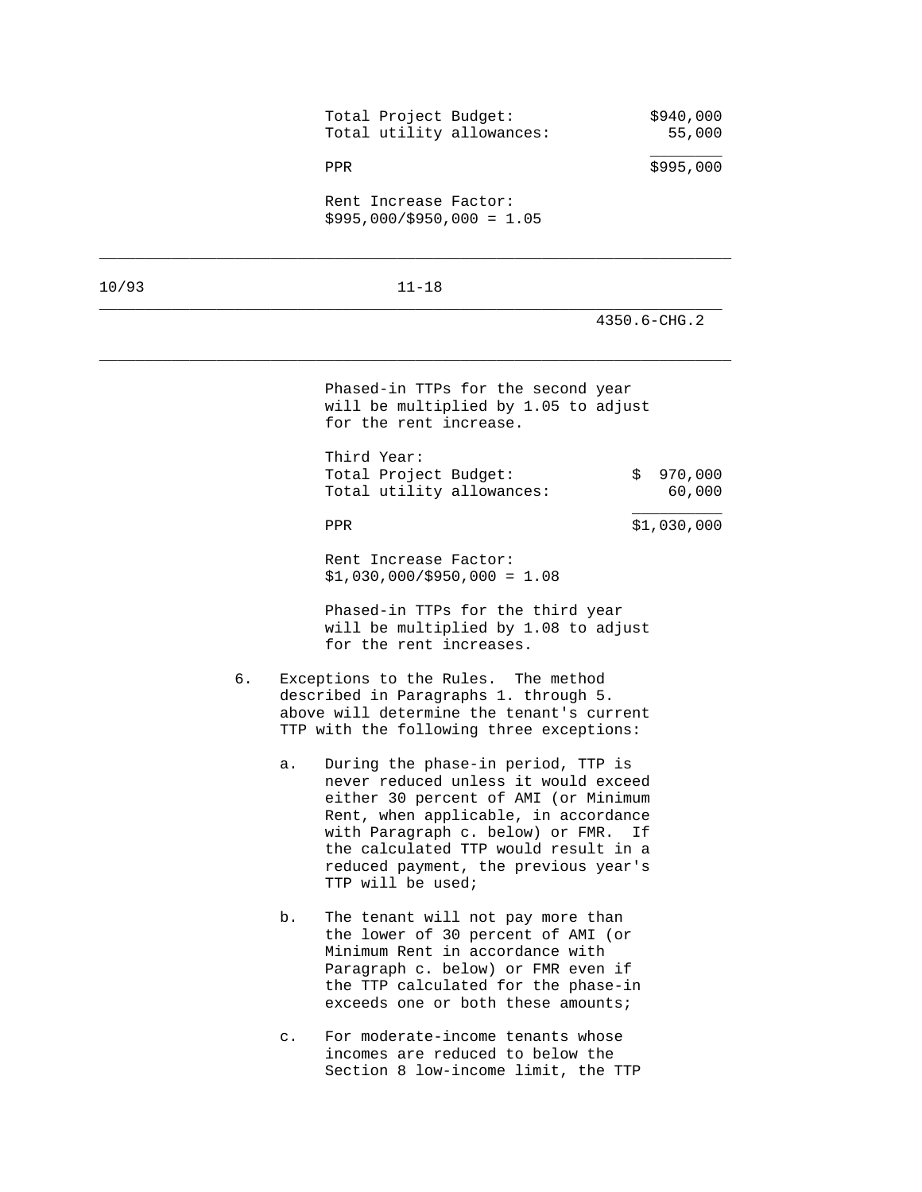| | |
|---|---:|
| Total Project Budget: | $940,000 |
| Total utility allowances: | 55,000 |
| PPR | $995,000 |

Rent Increase Factor:
$995,000/$950,000 = 1.05

Phased-in TTPs for the second year will be multiplied by 1.05 to adjust for the rent increase.

Third Year:

| | |
|---|---:|
| Total Project Budget: | $ 970,000 |
| Total utility allowances: | 60,000 |
| PPR | $1,030,000 |

Rent Increase Factor:
$1,030,000/$950,000 = 1.08

Phased-in TTPs for the third year will be multiplied by 1.08 to adjust for the rent increases.

6. Exceptions to the Rules. The method described in Paragraphs 1. through 5. above will determine the tenant's current TTP with the following three exceptions:

   a. During the phase-in period, TTP is never reduced unless it would exceed either 30 percent of AMI (or Minimum Rent, when applicable, in accordance with Paragraph c. below) or FMR. If the calculated TTP would result in a reduced payment, the previous year's TTP will be used;

   b. The tenant will not pay more than the lower of 30 percent of AMI (or Minimum Rent in accordance with Paragraph c. below) or FMR even if the TTP calculated for the phase-in exceeds one or both these amounts;

   c. For moderate-income tenants whose incomes are reduced to below the Section 8 low-income limit, the TTP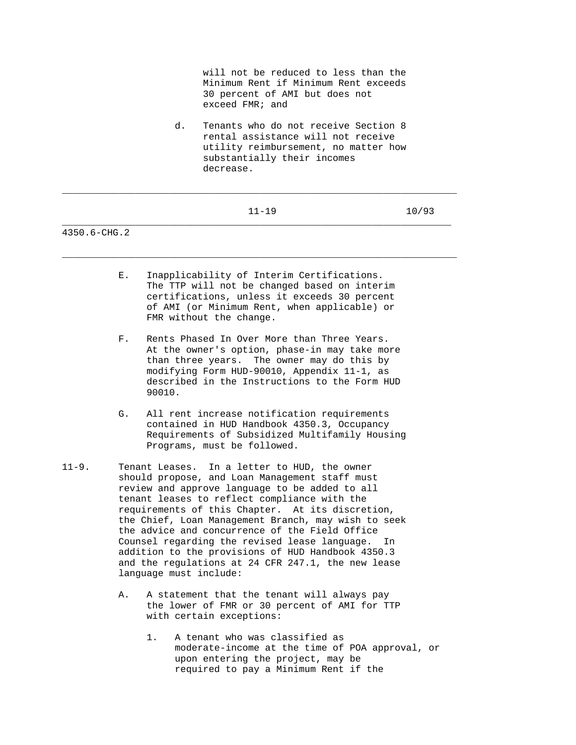will not be reduced to less than the Minimum Rent if Minimum Rent exceeds 30 percent of AMI but does not exceed FMR; and

d. Tenants who do not receive Section 8 rental assistance will not receive utility reimbursement, no matter how substantially their incomes decrease.

E. Inapplicability of Interim Certifications. The TTP will not be changed based on interim certifications, unless it exceeds 30 percent of AMI (or Minimum Rent, when applicable) or FMR without the change.

F. Rents Phased In Over More than Three Years. At the owner's option, phase-in may take more than three years. The owner may do this by modifying Form HUD-90010, Appendix 11-1, as described in the Instructions to the Form HUD 90010.

G. All rent increase notification requirements contained in HUD Handbook 4350.3, Occupancy Requirements of Subsidized Multifamily Housing Programs, must be followed.

11-9. Tenant Leases. In a letter to HUD, the owner should propose, and Loan Management staff must review and approve language to be added to all tenant leases to reflect compliance with the requirements of this Chapter. At its discretion, the Chief, Loan Management Branch, may wish to seek the advice and concurrence of the Field Office Counsel regarding the revised lease language. In addition to the provisions of HUD Handbook 4350.3 and the regulations at 24 CFR 247.1, the new lease language must include:

A. A statement that the tenant will always pay the lower of FMR or 30 percent of AMI for TTP with certain exceptions:

1. A tenant who was classified as moderate-income at the time of POA approval, or upon entering the project, may be required to pay a Minimum Rent if the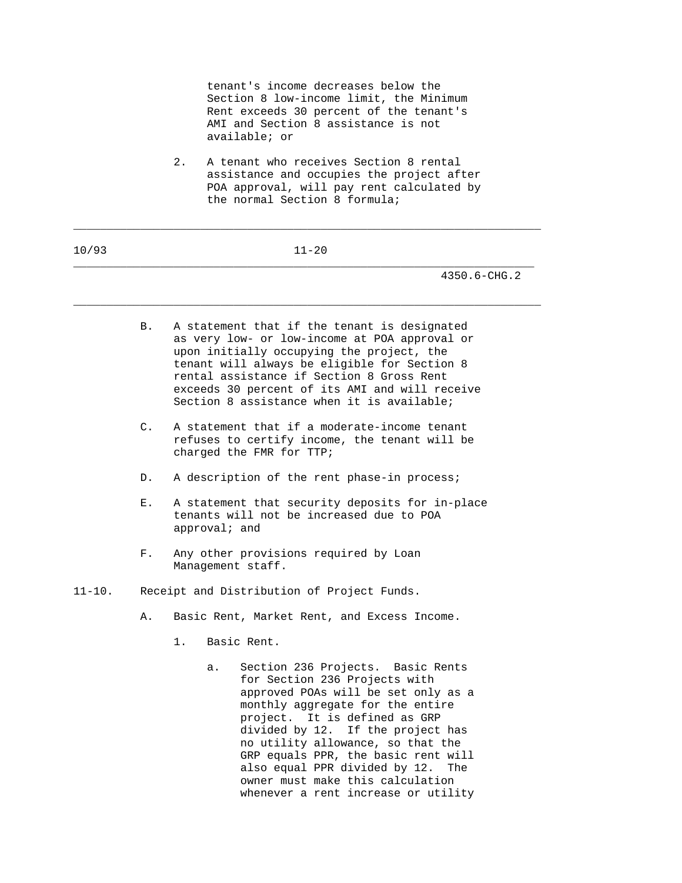tenant's income decreases below the Section 8 low-income limit, the Minimum Rent exceeds 30 percent of the tenant's AMI and Section 8 assistance is not available; or

2. A tenant who receives Section 8 rental assistance and occupies the project after POA approval, will pay rent calculated by the normal Section 8 formula;

B. A statement that if the tenant is designated as very low- or low-income at POA approval or upon initially occupying the project, the tenant will always be eligible for Section 8 rental assistance if Section 8 Gross Rent exceeds 30 percent of its AMI and will receive Section 8 assistance when it is available;

C. A statement that if a moderate-income tenant refuses to certify income, the tenant will be charged the FMR for TTP;

D. A description of the rent phase-in process;

E. A statement that security deposits for in-place tenants will not be increased due to POA approval; and

F. Any other provisions required by Loan Management staff.

11-10. Receipt and Distribution of Project Funds.

A. Basic Rent, Market Rent, and Excess Income.

1. Basic Rent.

a. Section 236 Projects. Basic Rents for Section 236 Projects with approved POAs will be set only as a monthly aggregate for the entire project. It is defined as GRP divided by 12. If the project has no utility allowance, so that the GRP equals PPR, the basic rent will also equal PPR divided by 12. The owner must make this calculation whenever a rent increase or utility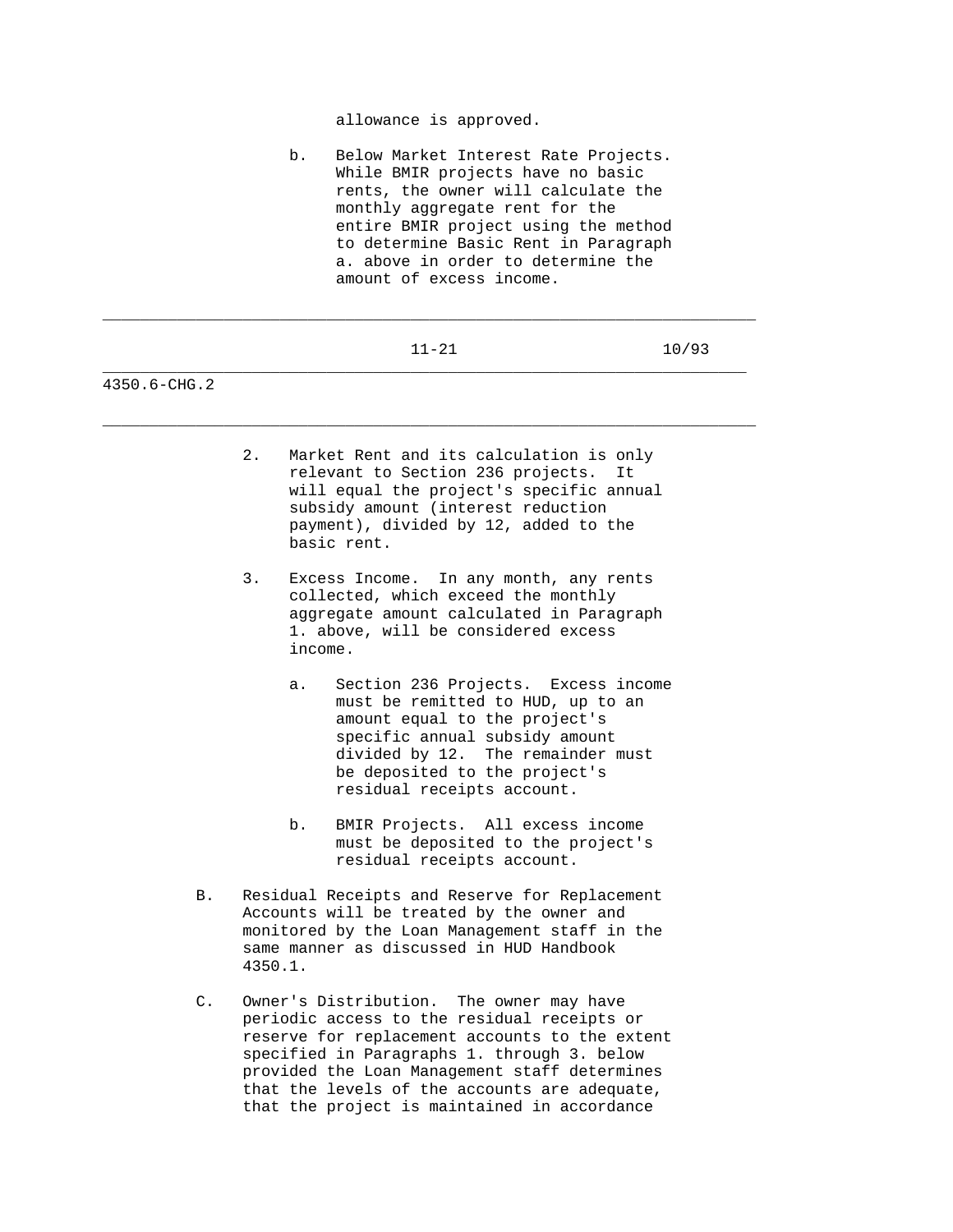allowance is approved.

b. Below Market Interest Rate Projects. While BMIR projects have no basic rents, the owner will calculate the monthly aggregate rent for the entire BMIR project using the method to determine Basic Rent in Paragraph a. above in order to determine the amount of excess income.

2. Market Rent and its calculation is only relevant to Section 236 projects. It will equal the project's specific annual subsidy amount (interest reduction payment), divided by 12, added to the basic rent.

3. Excess Income. In any month, any rents collected, which exceed the monthly aggregate amount calculated in Paragraph 1. above, will be considered excess income.

   a. Section 236 Projects. Excess income must be remitted to HUD, up to an amount equal to the project's specific annual subsidy amount divided by 12. The remainder must be deposited to the project's residual receipts account.

   b. BMIR Projects. All excess income must be deposited to the project's residual receipts account.

B. Residual Receipts and Reserve for Replacement Accounts will be treated by the owner and monitored by the Loan Management staff in the same manner as discussed in HUD Handbook 4350.1.

C. Owner's Distribution. The owner may have periodic access to the residual receipts or reserve for replacement accounts to the extent specified in Paragraphs 1. through 3. below provided the Loan Management staff determines that the levels of the accounts are adequate, that the project is maintained in accordance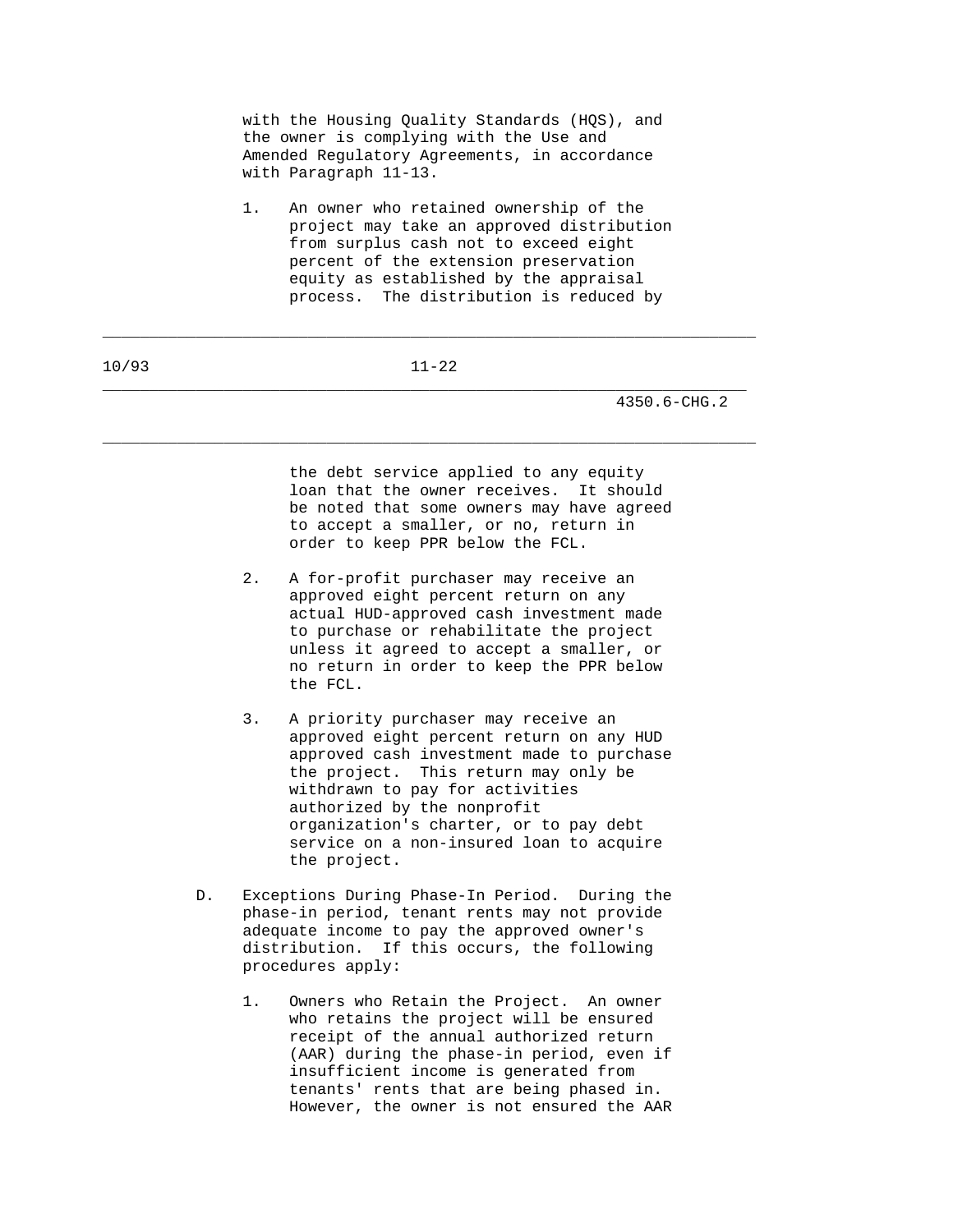with the Housing Quality Standards (HQS), and the owner is complying with the Use and Amended Regulatory Agreements, in accordance with Paragraph 11-13.

1. An owner who retained ownership of the project may take an approved distribution from surplus cash not to exceed eight percent of the extension preservation equity as established by the appraisal process. The distribution is reduced by the debt service applied to any equity loan that the owner receives. It should be noted that some owners may have agreed to accept a smaller, or no, return in order to keep PPR below the FCL.

2. A for-profit purchaser may receive an approved eight percent return on any actual HUD-approved cash investment made to purchase or rehabilitate the project unless it agreed to accept a smaller, or no return in order to keep the PPR below the FCL.

3. A priority purchaser may receive an approved eight percent return on any HUD approved cash investment made to purchase the project. This return may only be withdrawn to pay for activities authorized by the nonprofit organization's charter, or to pay debt service on a non-insured loan to acquire the project.

D. Exceptions During Phase-In Period. During the phase-in period, tenant rents may not provide adequate income to pay the approved owner's distribution. If this occurs, the following procedures apply:

1. Owners who Retain the Project. An owner who retains the project will be ensured receipt of the annual authorized return (AAR) during the phase-in period, even if insufficient income is generated from tenants' rents that are being phased in. However, the owner is not ensured the AAR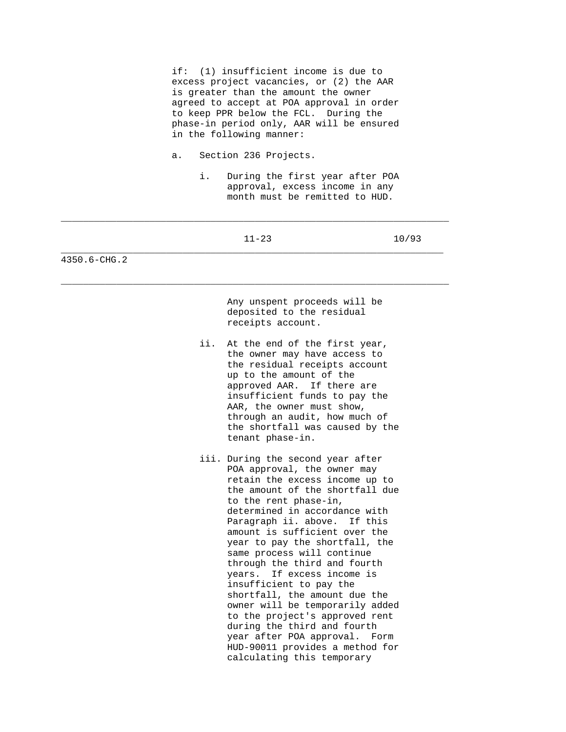if: (1) insufficient income is due to excess project vacancies, or (2) the AAR is greater than the amount the owner agreed to accept at POA approval in order to keep PPR below the FCL. During the phase-in period only, AAR will be ensured in the following manner:

a. Section 236 Projects.

   i. During the first year after POA approval, excess income in any month must be remitted to HUD. Any unspent proceeds will be deposited to the residual receipts account.

   ii. At the end of the first year, the owner may have access to the residual receipts account up to the amount of the approved AAR. If there are insufficient funds to pay the AAR, the owner must show, through an audit, how much of the shortfall was caused by the tenant phase-in.

   iii. During the second year after POA approval, the owner may retain the excess income up to the amount of the shortfall due to the rent phase-in, determined in accordance with Paragraph ii. above. If this amount is sufficient over the year to pay the shortfall, the same process will continue through the third and fourth years. If excess income is insufficient to pay the shortfall, the amount due the owner will be temporarily added to the project's approved rent during the third and fourth year after POA approval. Form HUD-90011 provides a method for calculating this temporary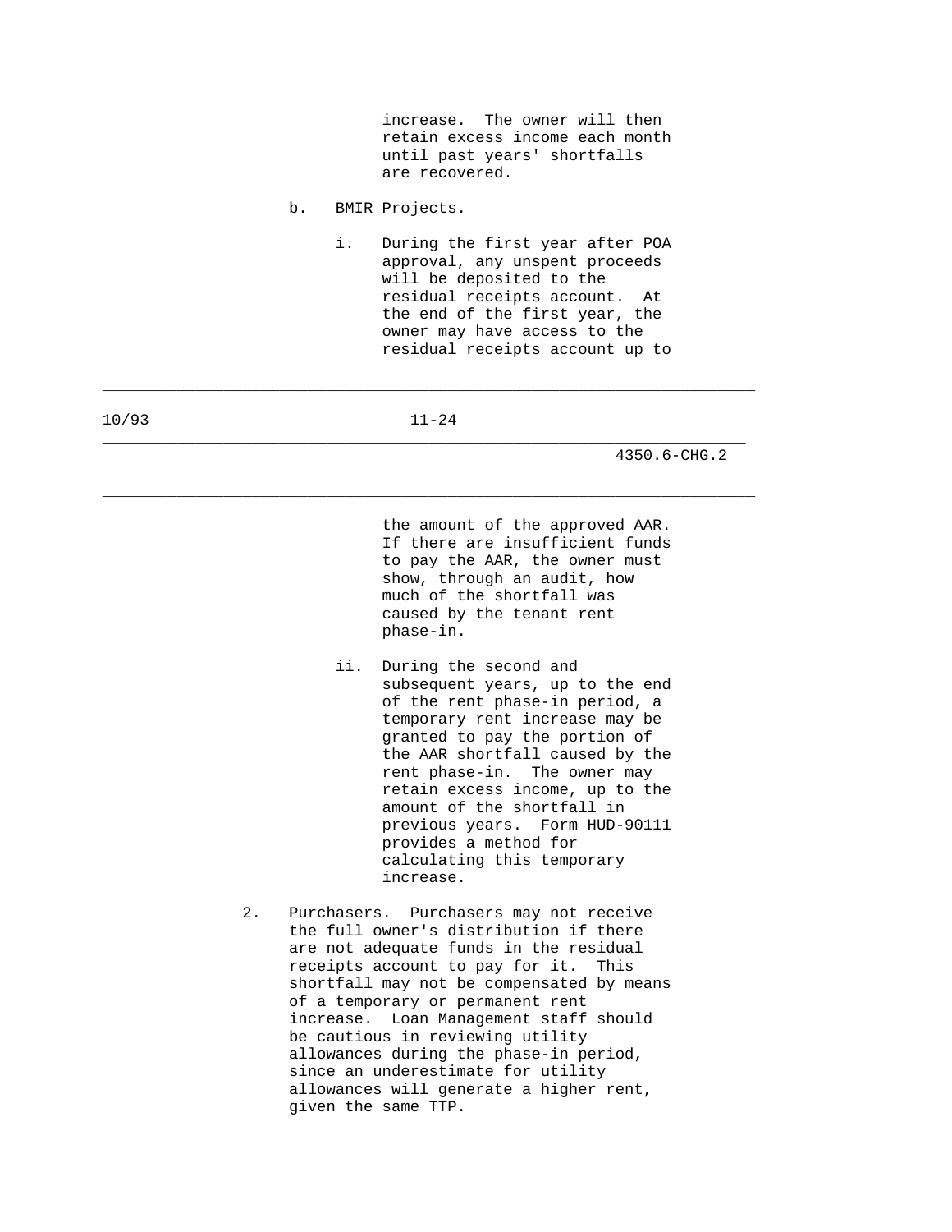increase. The owner will then retain excess income each month until past years' shortfalls are recovered.

b. BMIR Projects.

i. During the first year after POA approval, any unspent proceeds will be deposited to the residual receipts account. At the end of the first year, the owner may have access to the residual receipts account up to the amount of the approved AAR. If there are insufficient funds to pay the AAR, the owner must show, through an audit, how much of the shortfall was caused by the tenant rent phase-in.

ii. During the second and subsequent years, up to the end of the rent phase-in period, a temporary rent increase may be granted to pay the portion of the AAR shortfall caused by the rent phase-in. The owner may retain excess income, up to the amount of the shortfall in previous years. Form HUD-90111 provides a method for calculating this temporary increase.

2. Purchasers. Purchasers may not receive the full owner's distribution if there are not adequate funds in the residual receipts account to pay for it. This shortfall may not be compensated by means of a temporary or permanent rent increase. Loan Management staff should be cautious in reviewing utility allowances during the phase-in period, since an underestimate for utility allowances will generate a higher rent, given the same TTP.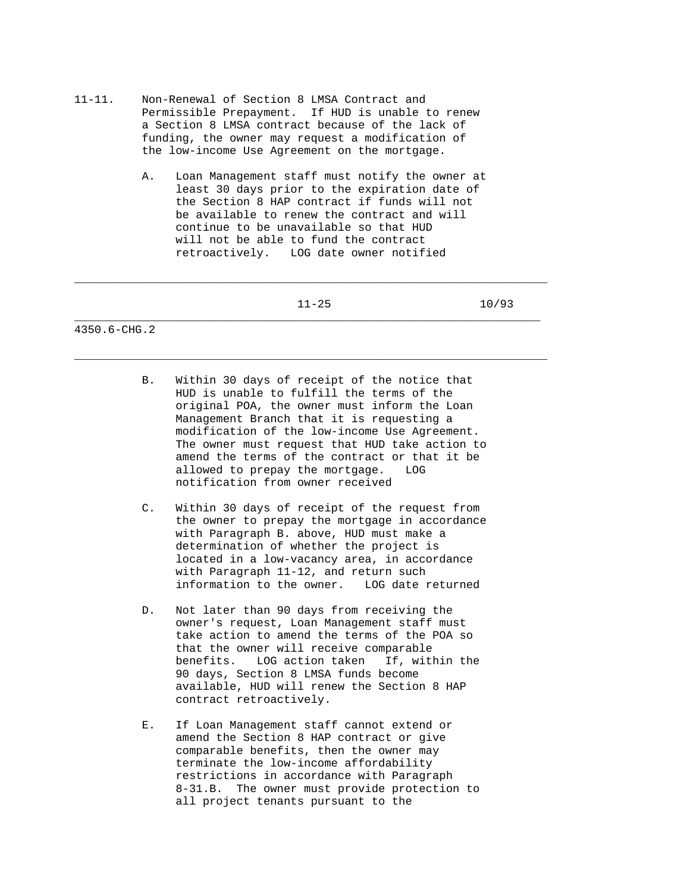11-11. Non-Renewal of Section 8 LMSA Contract and Permissible Prepayment. If HUD is unable to renew a Section 8 LMSA contract because of the lack of funding, the owner may request a modification of the low-income Use Agreement on the mortgage.

A. Loan Management staff must notify the owner at least 30 days prior to the expiration date of the Section 8 HAP contract if funds will not be available to renew the contract and will continue to be unavailable so that HUD will not be able to fund the contract retroactively. LOG date owner notified

B. Within 30 days of receipt of the notice that HUD is unable to fulfill the terms of the original POA, the owner must inform the Loan Management Branch that it is requesting a modification of the low-income Use Agreement. The owner must request that HUD take action to amend the terms of the contract or that it be allowed to prepay the mortgage. LOG notification from owner received

C. Within 30 days of receipt of the request from the owner to prepay the mortgage in accordance with Paragraph B. above, HUD must make a determination of whether the project is located in a low-vacancy area, in accordance with Paragraph 11-12, and return such information to the owner. LOG date returned

D. Not later than 90 days from receiving the owner's request, Loan Management staff must take action to amend the terms of the POA so that the owner will receive comparable benefits. LOG action taken If, within the 90 days, Section 8 LMSA funds become available, HUD will renew the Section 8 HAP contract retroactively.

E. If Loan Management staff cannot extend or amend the Section 8 HAP contract or give comparable benefits, then the owner may terminate the low-income affordability restrictions in accordance with Paragraph 8-31.B. The owner must provide protection to all project tenants pursuant to the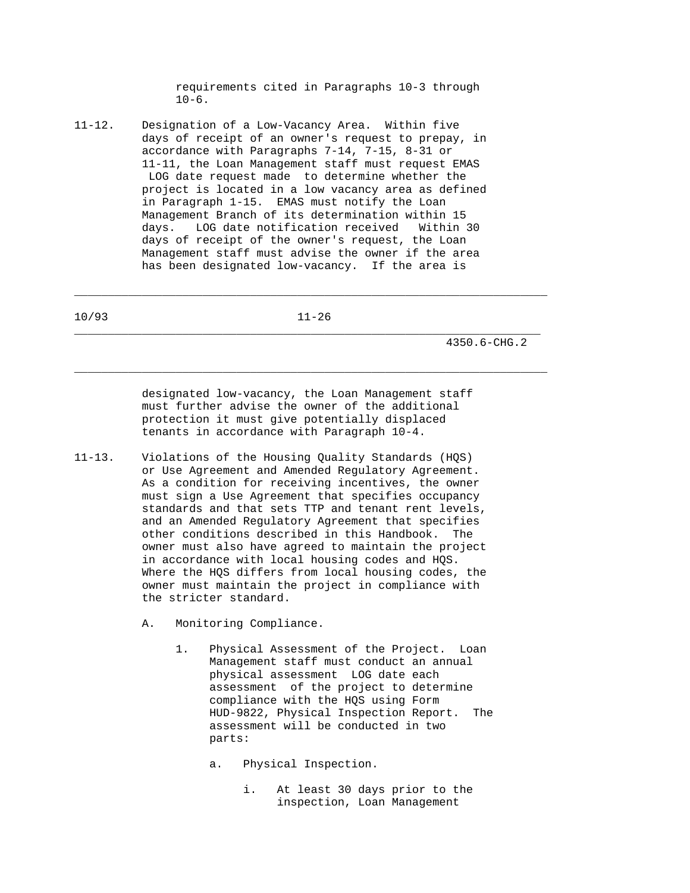requirements cited in Paragraphs 10-3 through 10-6.

11-12. Designation of a Low-Vacancy Area. Within five days of receipt of an owner's request to prepay, in accordance with Paragraphs 7-14, 7-15, 8-31 or 11-11, the Loan Management staff must request EMAS LOG date request made to determine whether the project is located in a low vacancy area as defined in Paragraph 1-15. EMAS must notify the Loan Management Branch of its determination within 15 days. LOG date notification received Within 30 days of receipt of the owner's request, the Loan Management staff must advise the owner if the area has been designated low-vacancy. If the area is designated low-vacancy, the Loan Management staff must further advise the owner of the additional protection it must give potentially displaced tenants in accordance with Paragraph 10-4.

11-13. Violations of the Housing Quality Standards (HQS) or Use Agreement and Amended Regulatory Agreement. As a condition for receiving incentives, the owner must sign a Use Agreement that specifies occupancy standards and that sets TTP and tenant rent levels, and an Amended Regulatory Agreement that specifies other conditions described in this Handbook. The owner must also have agreed to maintain the project in accordance with local housing codes and HQS. Where the HQS differs from local housing codes, the owner must maintain the project in compliance with the stricter standard.

A. Monitoring Compliance.

1. Physical Assessment of the Project. Loan Management staff must conduct an annual physical assessment LOG date each assessment of the project to determine compliance with the HQS using Form HUD-9822, Physical Inspection Report. The assessment will be conducted in two parts:

a. Physical Inspection.

i. At least 30 days prior to the inspection, Loan Management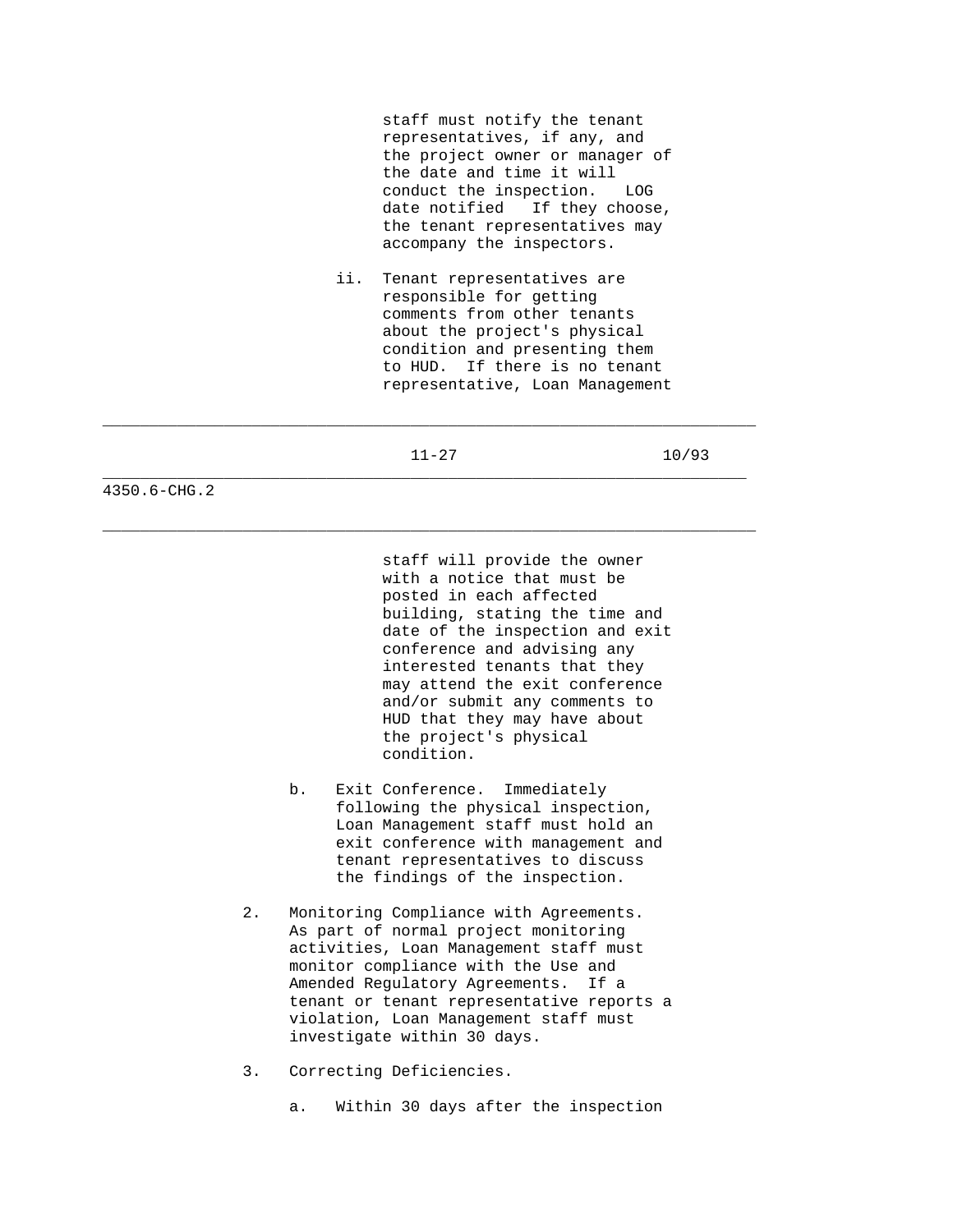staff must notify the tenant representatives, if any, and the project owner or manager of the date and time it will conduct the inspection. LOG date notified If they choose, the tenant representatives may accompany the inspectors.

ii. Tenant representatives are responsible for getting comments from other tenants about the project's physical condition and presenting them to HUD. If there is no tenant representative, Loan Management staff will provide the owner with a notice that must be posted in each affected building, stating the time and date of the inspection and exit conference and advising any interested tenants that they may attend the exit conference and/or submit any comments to HUD that they may have about the project's physical condition.

b. Exit Conference. Immediately following the physical inspection, Loan Management staff must hold an exit conference with management and tenant representatives to discuss the findings of the inspection.

2. Monitoring Compliance with Agreements. As part of normal project monitoring activities, Loan Management staff must monitor compliance with the Use and Amended Regulatory Agreements. If a tenant or tenant representative reports a violation, Loan Management staff must investigate within 30 days.

3. Correcting Deficiencies.

a. Within 30 days after the inspection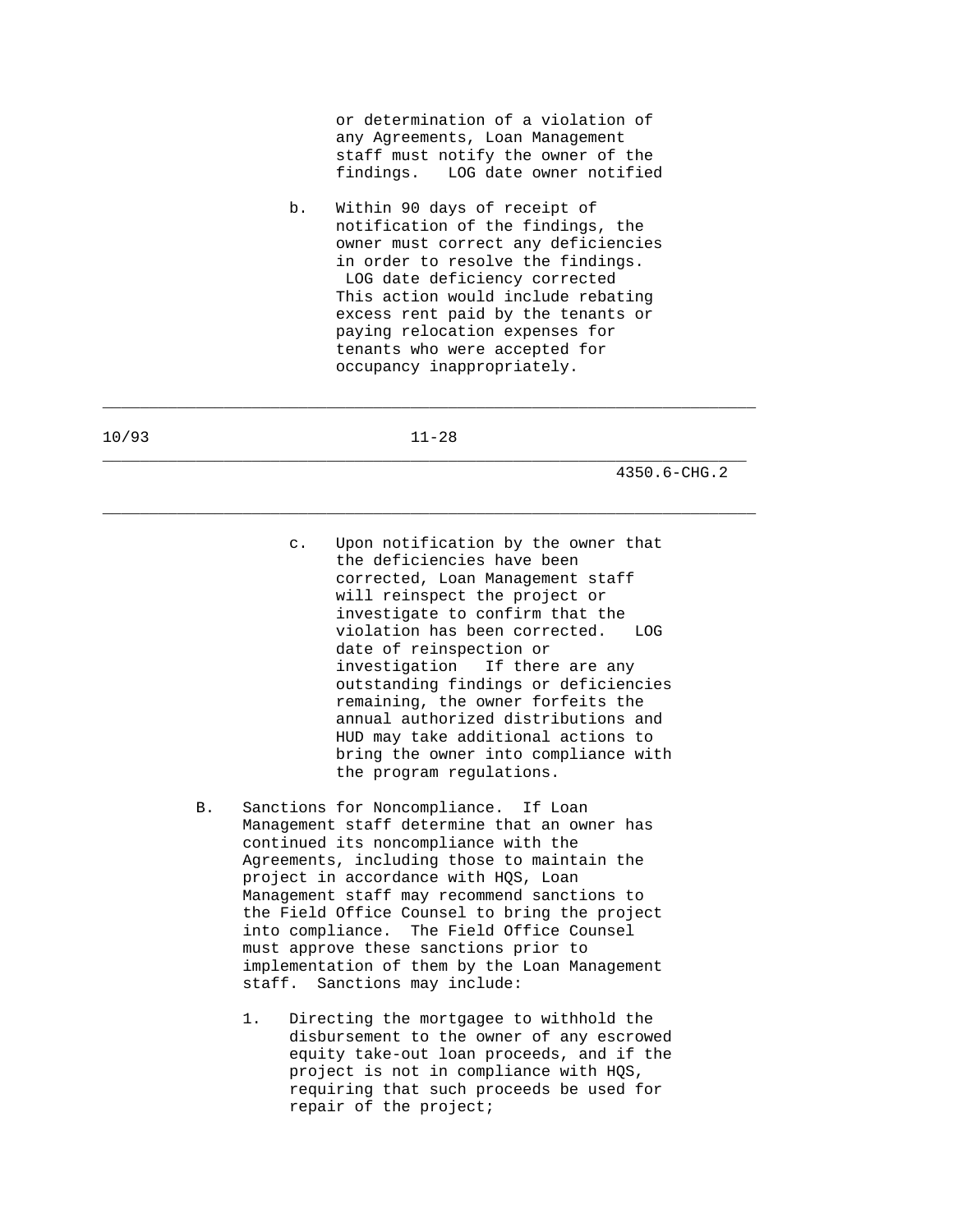or determination of a violation of any Agreements, Loan Management staff must notify the owner of the findings. LOG date owner notified

b. Within 90 days of receipt of notification of the findings, the owner must correct any deficiencies in order to resolve the findings. LOG date deficiency corrected This action would include rebating excess rent paid by the tenants or paying relocation expenses for tenants who were accepted for occupancy inappropriately.

c. Upon notification by the owner that the deficiencies have been corrected, Loan Management staff will reinspect the project or investigate to confirm that the violation has been corrected. LOG date of reinspection or investigation If there are any outstanding findings or deficiencies remaining, the owner forfeits the annual authorized distributions and HUD may take additional actions to bring the owner into compliance with the program regulations.

B. Sanctions for Noncompliance. If Loan Management staff determine that an owner has continued its noncompliance with the Agreements, including those to maintain the project in accordance with HQS, Loan Management staff may recommend sanctions to the Field Office Counsel to bring the project into compliance. The Field Office Counsel must approve these sanctions prior to implementation of them by the Loan Management staff. Sanctions may include:

1. Directing the mortgagee to withhold the disbursement to the owner of any escrowed equity take-out loan proceeds, and if the project is not in compliance with HQS, requiring that such proceeds be used for repair of the project;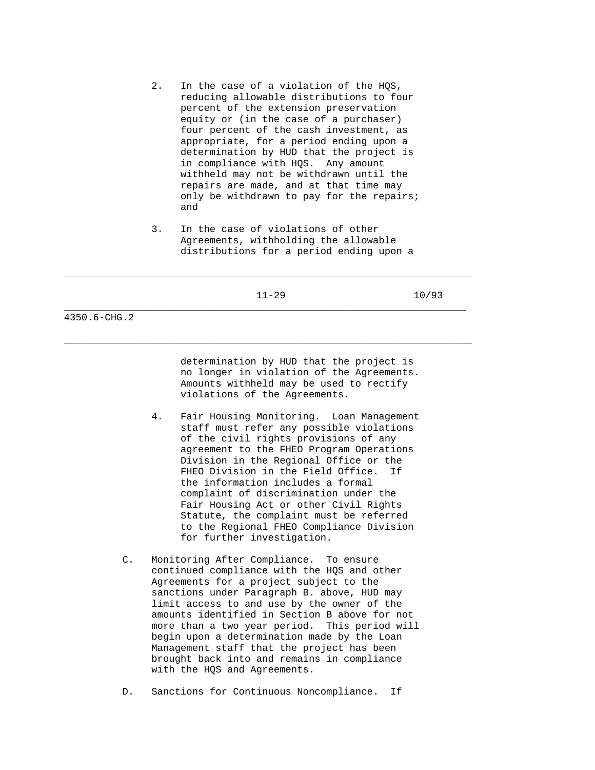2. In the case of a violation of the HQS, reducing allowable distributions to four percent of the extension preservation equity or (in the case of a purchaser) four percent of the cash investment, as appropriate, for a period ending upon a determination by HUD that the project is in compliance with HQS. Any amount withheld may not be withdrawn until the repairs are made, and at that time may only be withdrawn to pay for the repairs; and

3. In the case of violations of other Agreements, withholding the allowable distributions for a period ending upon a determination by HUD that the project is no longer in violation of the Agreements. Amounts withheld may be used to rectify violations of the Agreements.

4. Fair Housing Monitoring. Loan Management staff must refer any possible violations of the civil rights provisions of any agreement to the FHEO Program Operations Division in the Regional Office or the FHEO Division in the Field Office. If the information includes a formal complaint of discrimination under the Fair Housing Act or other Civil Rights Statute, the complaint must be referred to the Regional FHEO Compliance Division for further investigation.

C. Monitoring After Compliance. To ensure continued compliance with the HQS and other Agreements for a project subject to the sanctions under Paragraph B. above, HUD may limit access to and use by the owner of the amounts identified in Section B above for not more than a two year period. This period will begin upon a determination made by the Loan Management staff that the project has been brought back into and remains in compliance with the HQS and Agreements.

D. Sanctions for Continuous Noncompliance. If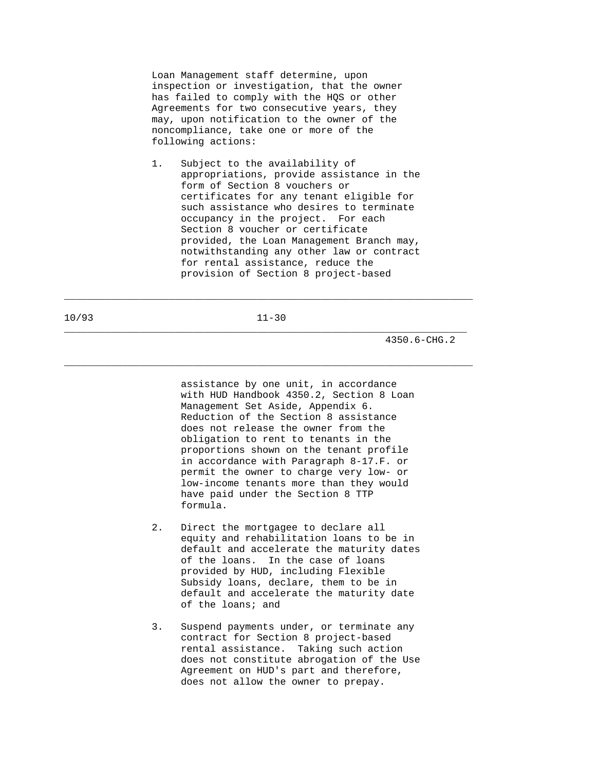Loan Management staff determine, upon inspection or investigation, that the owner has failed to comply with the HQS or other Agreements for two consecutive years, they may, upon notification to the owner of the noncompliance, take one or more of the following actions:

1. Subject to the availability of appropriations, provide assistance in the form of Section 8 vouchers or certificates for any tenant eligible for such assistance who desires to terminate occupancy in the project. For each Section 8 voucher or certificate provided, the Loan Management Branch may, notwithstanding any other law or contract for rental assistance, reduce the provision of Section 8 project-based assistance by one unit, in accordance with HUD Handbook 4350.2, Section 8 Loan Management Set Aside, Appendix 6. Reduction of the Section 8 assistance does not release the owner from the obligation to rent to tenants in the proportions shown on the tenant profile in accordance with Paragraph 8-17.F. or permit the owner to charge very low- or low-income tenants more than they would have paid under the Section 8 TTP formula.

2. Direct the mortgagee to declare all equity and rehabilitation loans to be in default and accelerate the maturity dates of the loans. In the case of loans provided by HUD, including Flexible Subsidy loans, declare, them to be in default and accelerate the maturity date of the loans; and

3. Suspend payments under, or terminate any contract for Section 8 project-based rental assistance. Taking such action does not constitute abrogation of the Use Agreement on HUD's part and therefore, does not allow the owner to prepay.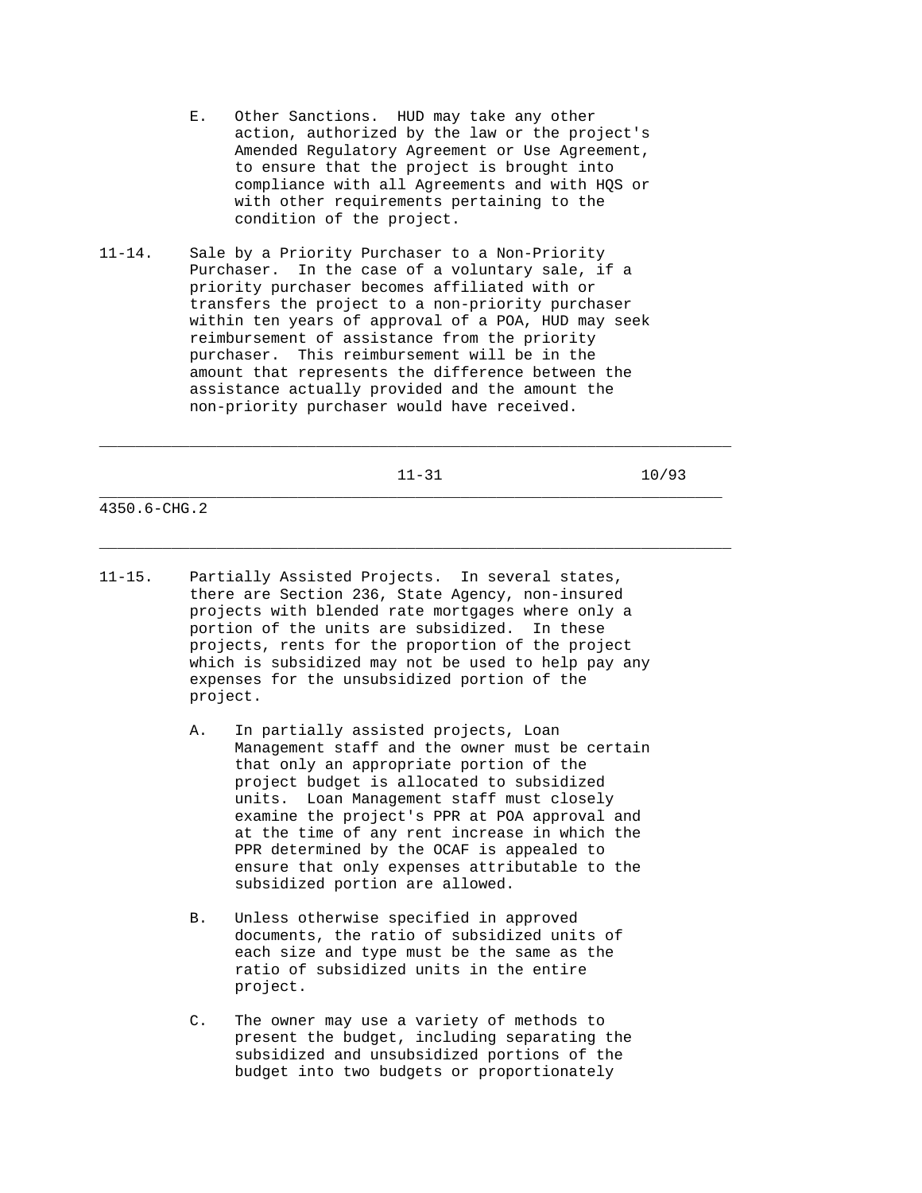E. Other Sanctions. HUD may take any other action, authorized by the law or the project's Amended Regulatory Agreement or Use Agreement, to ensure that the project is brought into compliance with all Agreements and with HQS or with other requirements pertaining to the condition of the project.

11-14. Sale by a Priority Purchaser to a Non-Priority Purchaser. In the case of a voluntary sale, if a priority purchaser becomes affiliated with or transfers the project to a non-priority purchaser within ten years of approval of a POA, HUD may seek reimbursement of assistance from the priority purchaser. This reimbursement will be in the amount that represents the difference between the assistance actually provided and the amount the non-priority purchaser would have received.

11-15. Partially Assisted Projects. In several states, there are Section 236, State Agency, non-insured projects with blended rate mortgages where only a portion of the units are subsidized. In these projects, rents for the proportion of the project which is subsidized may not be used to help pay any expenses for the unsubsidized portion of the project.

A. In partially assisted projects, Loan Management staff and the owner must be certain that only an appropriate portion of the project budget is allocated to subsidized units. Loan Management staff must closely examine the project's PPR at POA approval and at the time of any rent increase in which the PPR determined by the OCAF is appealed to ensure that only expenses attributable to the subsidized portion are allowed.

B. Unless otherwise specified in approved documents, the ratio of subsidized units of each size and type must be the same as the ratio of subsidized units in the entire project.

C. The owner may use a variety of methods to present the budget, including separating the subsidized and unsubsidized portions of the budget into two budgets or proportionately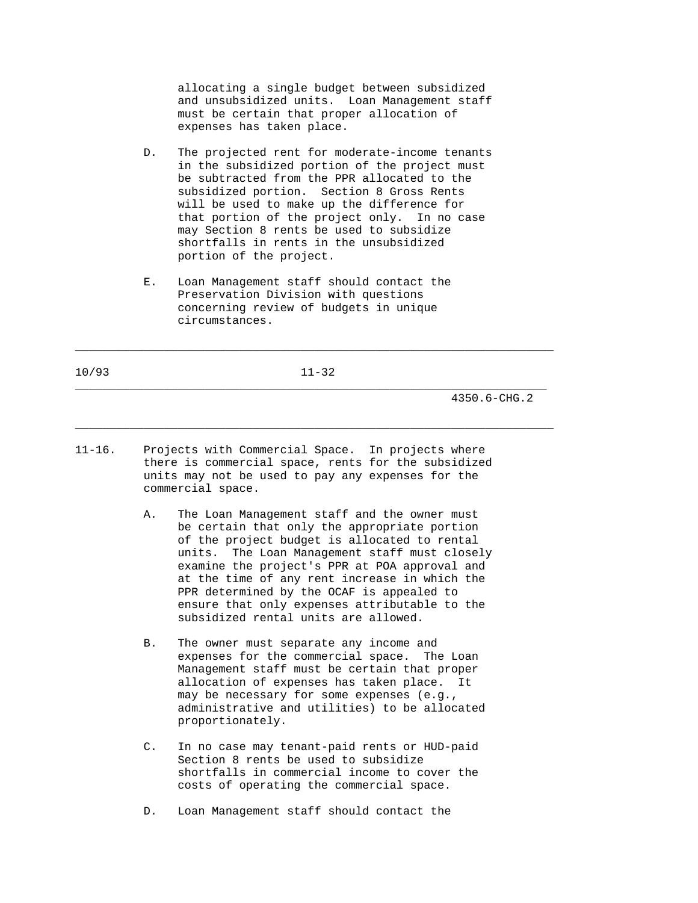allocating a single budget between subsidized and unsubsidized units. Loan Management staff must be certain that proper allocation of expenses has taken place.

D. The projected rent for moderate-income tenants in the subsidized portion of the project must be subtracted from the PPR allocated to the subsidized portion. Section 8 Gross Rents will be used to make up the difference for that portion of the project only. In no case may Section 8 rents be used to subsidize shortfalls in rents in the unsubsidized portion of the project.

E. Loan Management staff should contact the Preservation Division with questions concerning review of budgets in unique circumstances.

11-16. Projects with Commercial Space. In projects where there is commercial space, rents for the subsidized units may not be used to pay any expenses for the commercial space.

A. The Loan Management staff and the owner must be certain that only the appropriate portion of the project budget is allocated to rental units. The Loan Management staff must closely examine the project's PPR at POA approval and at the time of any rent increase in which the PPR determined by the OCAF is appealed to ensure that only expenses attributable to the subsidized rental units are allowed.

B. The owner must separate any income and expenses for the commercial space. The Loan Management staff must be certain that proper allocation of expenses has taken place. It may be necessary for some expenses (e.g., administrative and utilities) to be allocated proportionately.

C. In no case may tenant-paid rents or HUD-paid Section 8 rents be used to subsidize shortfalls in commercial income to cover the costs of operating the commercial space.

D. Loan Management staff should contact the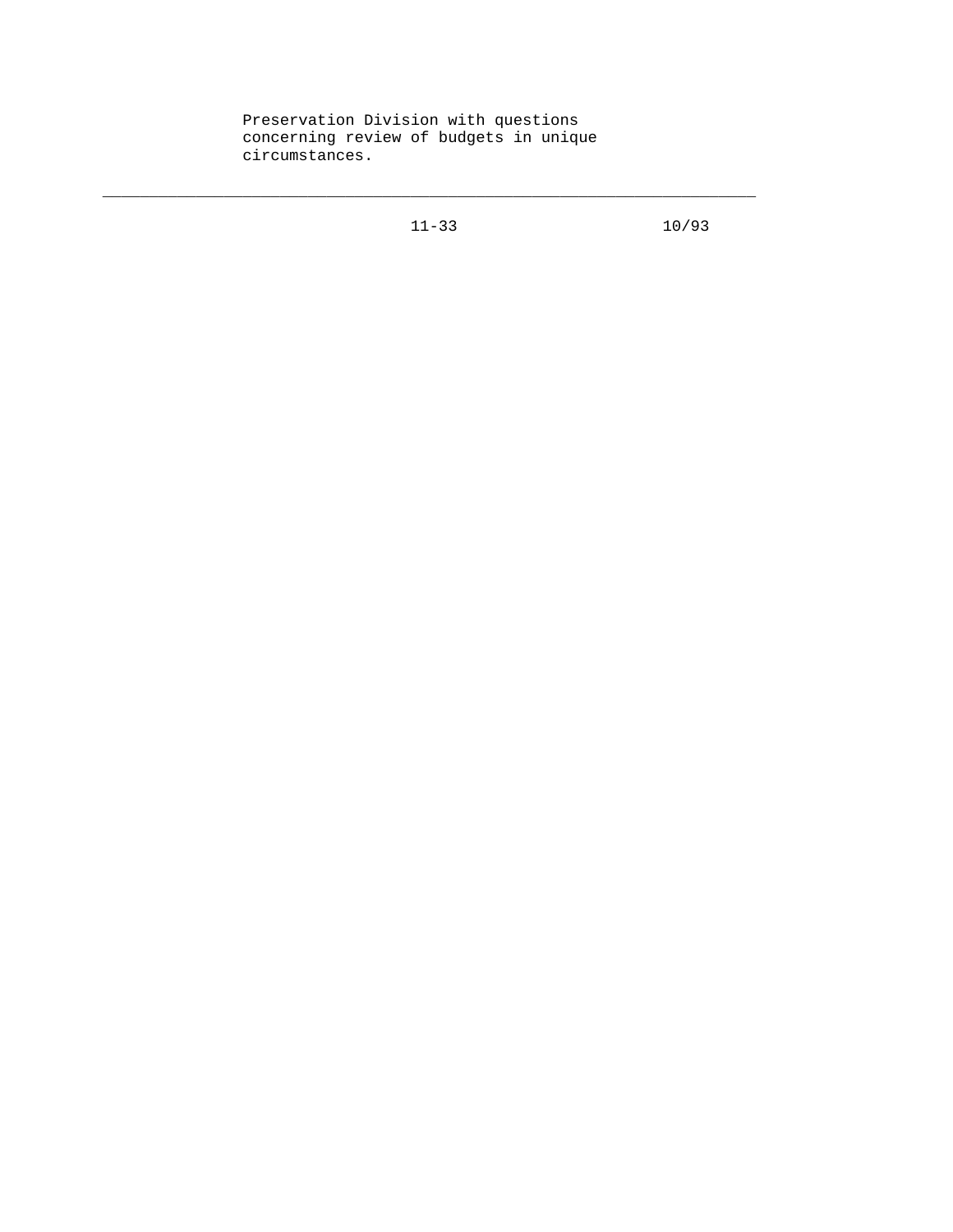Preservation Division with questions concerning review of budgets in unique circumstances.